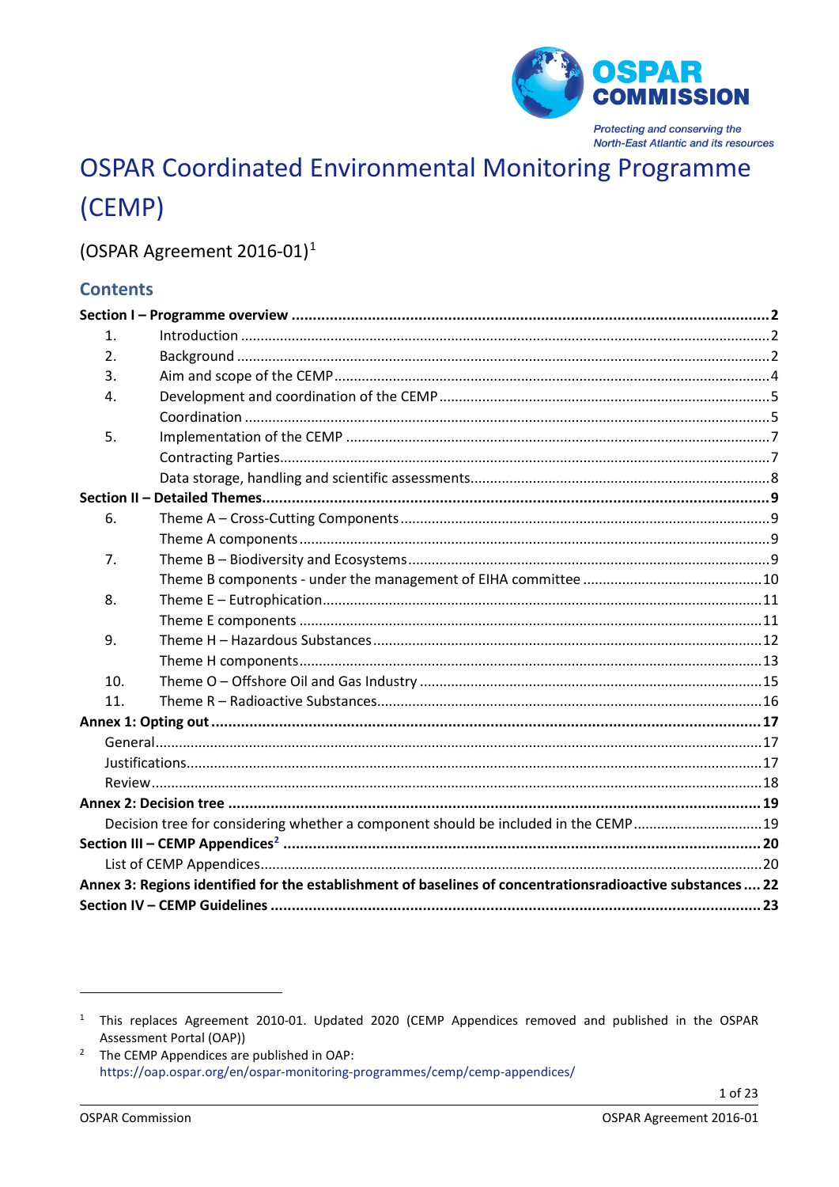OSPAR COMMISSION

*Protecting and conserving the North-East Atlantic and its resources*

# OSPAR Coordinated Environmental Monitoring Programme (CEMP)

(OSPAR Agreement 2016-01)[1]

## Contents

**Section I – Programme overview** .... **2**

1. Introduction .... 2
2. Background .... 2
3. Aim and scope of the CEMP .... 4
4. Development and coordination of the CEMP .... 5
   - Coordination .... 5
5. Implementation of the CEMP .... 7
   - Contracting Parties .... 7
   - Data storage, handling and scientific assessments .... 8

**Section II – Detailed Themes** .... **9**

6. Theme A – Cross-Cutting Components .... 9
   - Theme A components .... 9
7. Theme B – Biodiversity and Ecosystems .... 9
   - Theme B components - under the management of EIHA committee .... 10
8. Theme E – Eutrophication .... 11
   - Theme E components .... 11
9. Theme H – Hazardous Substances .... 12
   - Theme H components .... 13
10. Theme O – Offshore Oil and Gas Industry .... 15
11. Theme R – Radioactive Substances .... 16

**Annex 1: Opting out** .... **17**

- General .... 17
- Justifications .... 17
- Review .... 18

**Annex 2: Decision tree** .... **19**

- Decision tree for considering whether a component should be included in the CEMP .... 19

**Section III – CEMP Appendices[2]** .... **20**

- List of CEMP Appendices .... 20

**Annex 3: Regions identified for the establishment of baselines of concentrationsradioactive substances** .... **22**

**Section IV – CEMP Guidelines** .... **23**

---

[1] This replaces Agreement 2010-01. Updated 2020 (CEMP Appendices removed and published in the OSPAR Assessment Portal (OAP))

[2] The CEMP Appendices are published in OAP: https://oap.ospar.org/en/ospar-monitoring-programmes/cemp/cemp-appendices/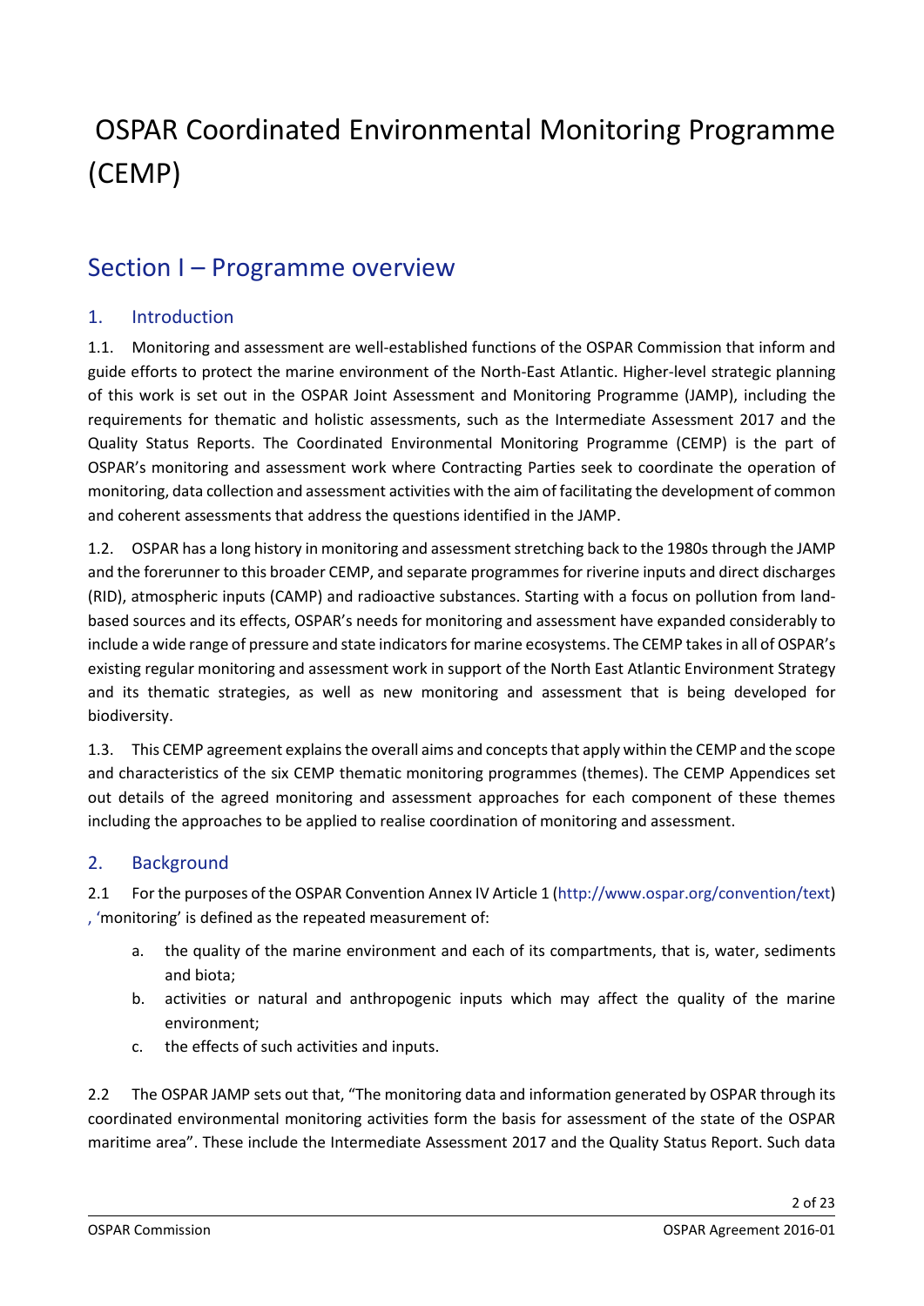# OSPAR Coordinated Environmental Monitoring Programme (CEMP)

## Section I – Programme overview

### 1. Introduction

1.1. Monitoring and assessment are well-established functions of the OSPAR Commission that inform and guide efforts to protect the marine environment of the North-East Atlantic. Higher-level strategic planning of this work is set out in the OSPAR Joint Assessment and Monitoring Programme (JAMP), including the requirements for thematic and holistic assessments, such as the Intermediate Assessment 2017 and the Quality Status Reports. The Coordinated Environmental Monitoring Programme (CEMP) is the part of OSPAR's monitoring and assessment work where Contracting Parties seek to coordinate the operation of monitoring, data collection and assessment activities with the aim of facilitating the development of common and coherent assessments that address the questions identified in the JAMP.

1.2. OSPAR has a long history in monitoring and assessment stretching back to the 1980s through the JAMP and the forerunner to this broader CEMP, and separate programmes for riverine inputs and direct discharges (RID), atmospheric inputs (CAMP) and radioactive substances. Starting with a focus on pollution from land-based sources and its effects, OSPAR's needs for monitoring and assessment have expanded considerably to include a wide range of pressure and state indicators for marine ecosystems. The CEMP takes in all of OSPAR's existing regular monitoring and assessment work in support of the North East Atlantic Environment Strategy and its thematic strategies, as well as new monitoring and assessment that is being developed for biodiversity.

1.3. This CEMP agreement explains the overall aims and concepts that apply within the CEMP and the scope and characteristics of the six CEMP thematic monitoring programmes (themes). The CEMP Appendices set out details of the agreed monitoring and assessment approaches for each component of these themes including the approaches to be applied to realise coordination of monitoring and assessment.

### 2. Background

2.1 For the purposes of the OSPAR Convention Annex IV Article 1 (http://www.ospar.org/convention/text) , 'monitoring' is defined as the repeated measurement of:

a. the quality of the marine environment and each of its compartments, that is, water, sediments and biota;

b. activities or natural and anthropogenic inputs which may affect the quality of the marine environment;

c. the effects of such activities and inputs.

2.2 The OSPAR JAMP sets out that, "The monitoring data and information generated by OSPAR through its coordinated environmental monitoring activities form the basis for assessment of the state of the OSPAR maritime area". These include the Intermediate Assessment 2017 and the Quality Status Report. Such data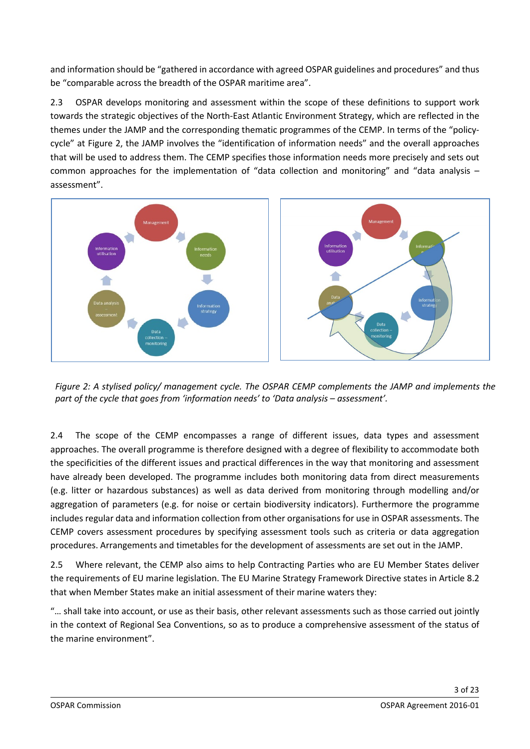and information should be "gathered in accordance with agreed OSPAR guidelines and procedures" and thus be "comparable across the breadth of the OSPAR maritime area".

2.3 OSPAR develops monitoring and assessment within the scope of these definitions to support work towards the strategic objectives of the North-East Atlantic Environment Strategy, which are reflected in the themes under the JAMP and the corresponding thematic programmes of the CEMP. In terms of the "policy-cycle" at Figure 2, the JAMP involves the "identification of information needs" and the overall approaches that will be used to address them. The CEMP specifies those information needs more precisely and sets out common approaches for the implementation of "data collection and monitoring" and "data analysis – assessment".

*Figure 2: A stylised policy/ management cycle. The OSPAR CEMP complements the JAMP and implements the part of the cycle that goes from 'information needs' to 'Data analysis – assessment'.*

2.4 The scope of the CEMP encompasses a range of different issues, data types and assessment approaches. The overall programme is therefore designed with a degree of flexibility to accommodate both the specificities of the different issues and practical differences in the way that monitoring and assessment have already been developed. The programme includes both monitoring data from direct measurements (e.g. litter or hazardous substances) as well as data derived from monitoring through modelling and/or aggregation of parameters (e.g. for noise or certain biodiversity indicators). Furthermore the programme includes regular data and information collection from other organisations for use in OSPAR assessments. The CEMP covers assessment procedures by specifying assessment tools such as criteria or data aggregation procedures. Arrangements and timetables for the development of assessments are set out in the JAMP.

2.5 Where relevant, the CEMP also aims to help Contracting Parties who are EU Member States deliver the requirements of EU marine legislation. The EU Marine Strategy Framework Directive states in Article 8.2 that when Member States make an initial assessment of their marine waters they:

"… shall take into account, or use as their basis, other relevant assessments such as those carried out jointly in the context of Regional Sea Conventions, so as to produce a comprehensive assessment of the status of the marine environment".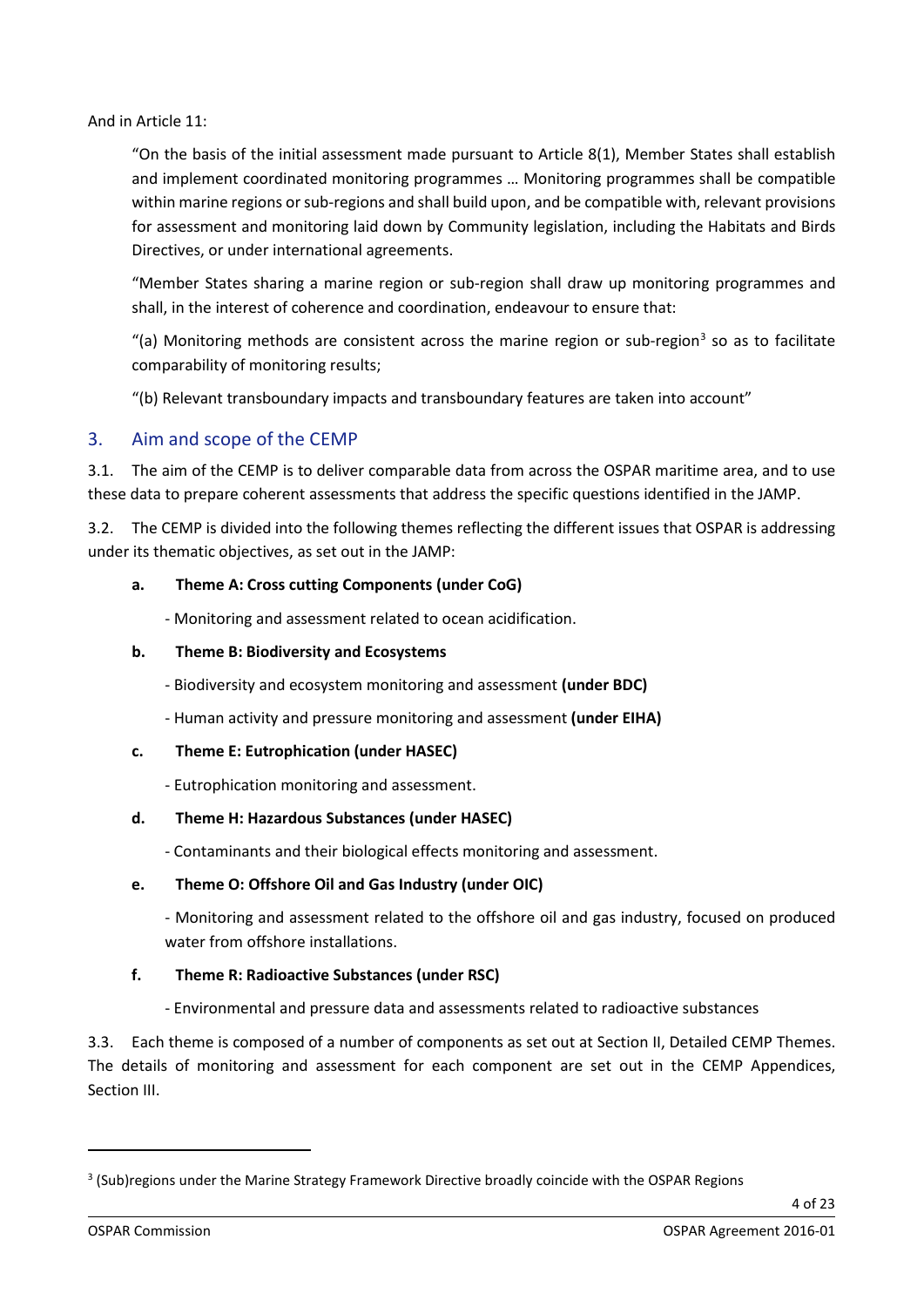And in Article 11:

> "On the basis of the initial assessment made pursuant to Article 8(1), Member States shall establish and implement coordinated monitoring programmes … Monitoring programmes shall be compatible within marine regions or sub-regions and shall build upon, and be compatible with, relevant provisions for assessment and monitoring laid down by Community legislation, including the Habitats and Birds Directives, or under international agreements.
>
> "Member States sharing a marine region or sub-region shall draw up monitoring programmes and shall, in the interest of coherence and coordination, endeavour to ensure that:
>
> "(a) Monitoring methods are consistent across the marine region or sub-region[3] so as to facilitate comparability of monitoring results;
>
> "(b) Relevant transboundary impacts and transboundary features are taken into account"

## 3. Aim and scope of the CEMP

3.1. The aim of the CEMP is to deliver comparable data from across the OSPAR maritime area, and to use these data to prepare coherent assessments that address the specific questions identified in the JAMP.

3.2. The CEMP is divided into the following themes reflecting the different issues that OSPAR is addressing under its thematic objectives, as set out in the JAMP:

**a. Theme A: Cross cutting Components (under CoG)**

- Monitoring and assessment related to ocean acidification.

**b. Theme B: Biodiversity and Ecosystems**

- Biodiversity and ecosystem monitoring and assessment **(under BDC)**
- Human activity and pressure monitoring and assessment **(under EIHA)**

**c. Theme E: Eutrophication (under HASEC)**

- Eutrophication monitoring and assessment.

**d. Theme H: Hazardous Substances (under HASEC)**

- Contaminants and their biological effects monitoring and assessment.

**e. Theme O: Offshore Oil and Gas Industry (under OIC)**

- Monitoring and assessment related to the offshore oil and gas industry, focused on produced water from offshore installations.

**f. Theme R: Radioactive Substances (under RSC)**

- Environmental and pressure data and assessments related to radioactive substances

3.3. Each theme is composed of a number of components as set out at Section II, Detailed CEMP Themes. The details of monitoring and assessment for each component are set out in the CEMP Appendices, Section III.

---

[3] (Sub)regions under the Marine Strategy Framework Directive broadly coincide with the OSPAR Regions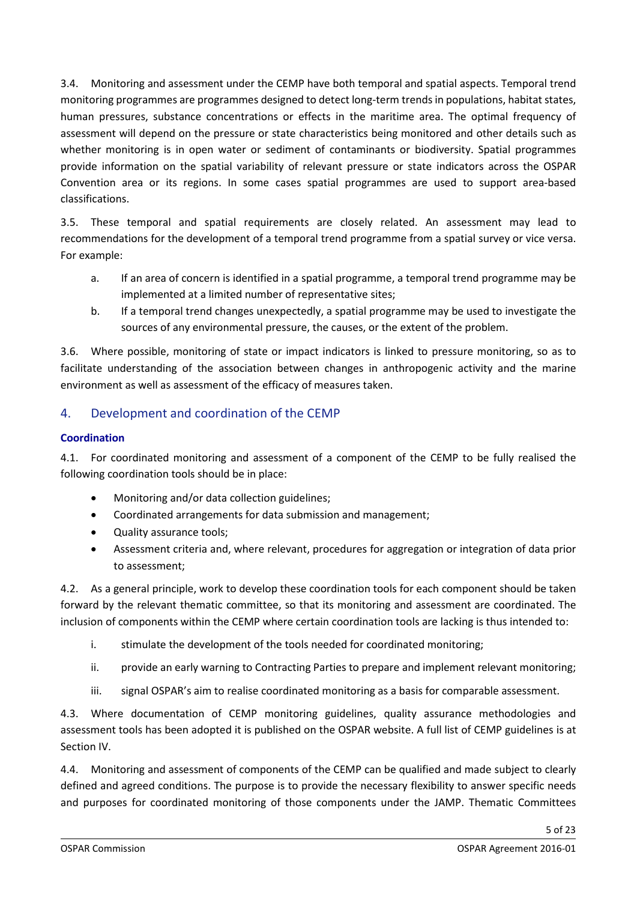3.4. Monitoring and assessment under the CEMP have both temporal and spatial aspects. Temporal trend monitoring programmes are programmes designed to detect long-term trends in populations, habitat states, human pressures, substance concentrations or effects in the maritime area. The optimal frequency of assessment will depend on the pressure or state characteristics being monitored and other details such as whether monitoring is in open water or sediment of contaminants or biodiversity. Spatial programmes provide information on the spatial variability of relevant pressure or state indicators across the OSPAR Convention area or its regions. In some cases spatial programmes are used to support area-based classifications.

3.5. These temporal and spatial requirements are closely related. An assessment may lead to recommendations for the development of a temporal trend programme from a spatial survey or vice versa. For example:

a. If an area of concern is identified in a spatial programme, a temporal trend programme may be implemented at a limited number of representative sites;

b. If a temporal trend changes unexpectedly, a spatial programme may be used to investigate the sources of any environmental pressure, the causes, or the extent of the problem.

3.6. Where possible, monitoring of state or impact indicators is linked to pressure monitoring, so as to facilitate understanding of the association between changes in anthropogenic activity and the marine environment as well as assessment of the efficacy of measures taken.

## 4. Development and coordination of the CEMP

### Coordination

4.1. For coordinated monitoring and assessment of a component of the CEMP to be fully realised the following coordination tools should be in place:

- Monitoring and/or data collection guidelines;
- Coordinated arrangements for data submission and management;
- Quality assurance tools;
- Assessment criteria and, where relevant, procedures for aggregation or integration of data prior to assessment;

4.2. As a general principle, work to develop these coordination tools for each component should be taken forward by the relevant thematic committee, so that its monitoring and assessment are coordinated. The inclusion of components within the CEMP where certain coordination tools are lacking is thus intended to:

i. stimulate the development of the tools needed for coordinated monitoring;

ii. provide an early warning to Contracting Parties to prepare and implement relevant monitoring;

iii. signal OSPAR's aim to realise coordinated monitoring as a basis for comparable assessment.

4.3. Where documentation of CEMP monitoring guidelines, quality assurance methodologies and assessment tools has been adopted it is published on the OSPAR website. A full list of CEMP guidelines is at Section IV.

4.4. Monitoring and assessment of components of the CEMP can be qualified and made subject to clearly defined and agreed conditions. The purpose is to provide the necessary flexibility to answer specific needs and purposes for coordinated monitoring of those components under the JAMP. Thematic Committees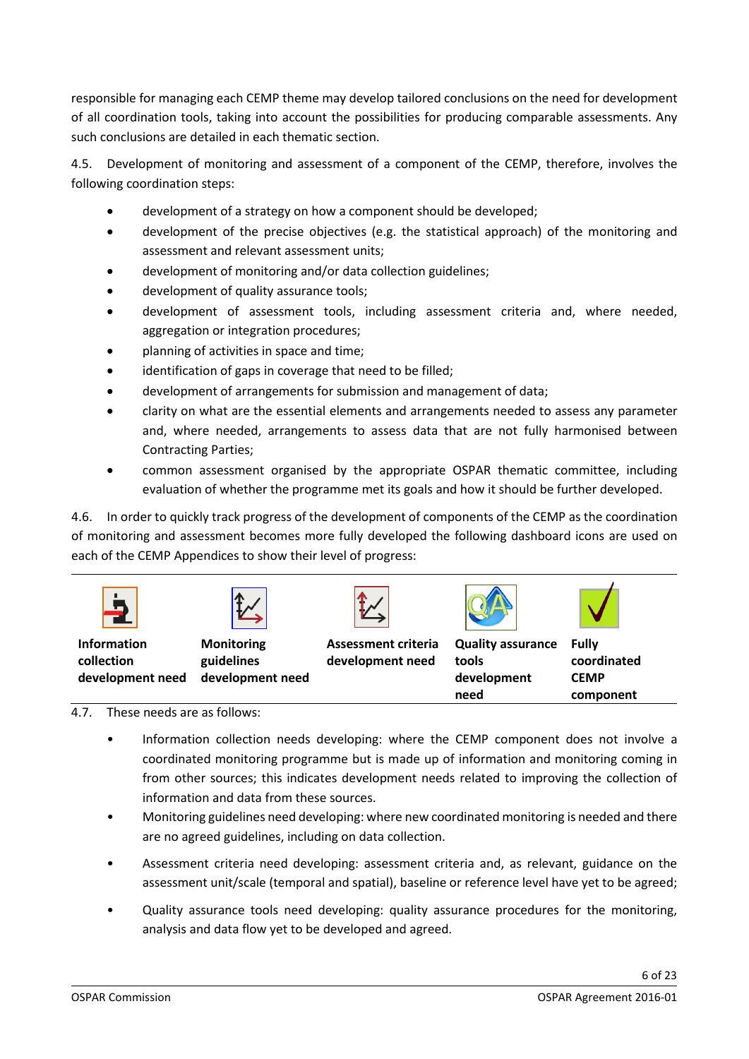responsible for managing each CEMP theme may develop tailored conclusions on the need for development of all coordination tools, taking into account the possibilities for producing comparable assessments. Any such conclusions are detailed in each thematic section.

4.5. Development of monitoring and assessment of a component of the CEMP, therefore, involves the following coordination steps:

- development of a strategy on how a component should be developed;
- development of the precise objectives (e.g. the statistical approach) of the monitoring and assessment and relevant assessment units;
- development of monitoring and/or data collection guidelines;
- development of quality assurance tools;
- development of assessment tools, including assessment criteria and, where needed, aggregation or integration procedures;
- planning of activities in space and time;
- identification of gaps in coverage that need to be filled;
- development of arrangements for submission and management of data;
- clarity on what are the essential elements and arrangements needed to assess any parameter and, where needed, arrangements to assess data that are not fully harmonised between Contracting Parties;
- common assessment organised by the appropriate OSPAR thematic committee, including evaluation of whether the programme met its goals and how it should be further developed.

4.6. In order to quickly track progress of the development of components of the CEMP as the coordination of monitoring and assessment becomes more fully developed the following dashboard icons are used on each of the CEMP Appendices to show their level of progress:

| **Information collection development need** | **Monitoring guidelines development need** | **Assessment criteria development need** | **Quality assurance tools development need** | **Fully coordinated CEMP component** |
|---|---|---|---|---|

4.7. These needs are as follows:

- Information collection needs developing: where the CEMP component does not involve a coordinated monitoring programme but is made up of information and monitoring coming in from other sources; this indicates development needs related to improving the collection of information and data from these sources.
- Monitoring guidelines need developing: where new coordinated monitoring is needed and there are no agreed guidelines, including on data collection.
- Assessment criteria need developing: assessment criteria and, as relevant, guidance on the assessment unit/scale (temporal and spatial), baseline or reference level have yet to be agreed;
- Quality assurance tools need developing: quality assurance procedures for the monitoring, analysis and data flow yet to be developed and agreed.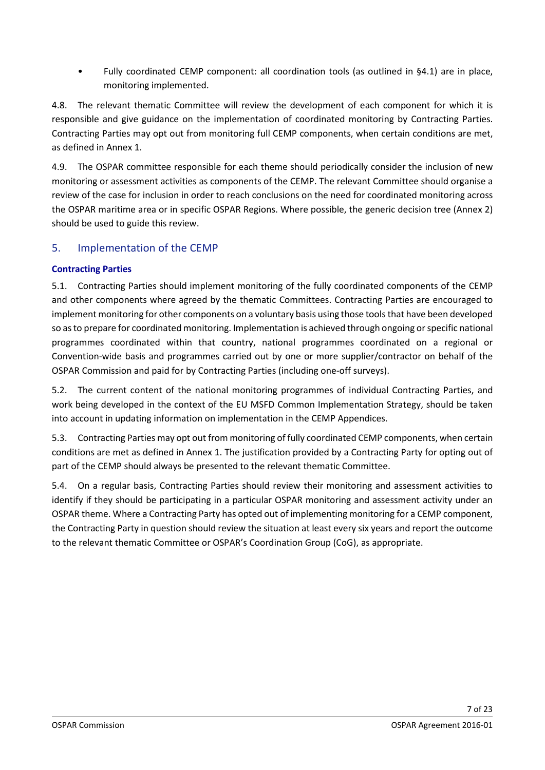- Fully coordinated CEMP component: all coordination tools (as outlined in §4.1) are in place, monitoring implemented.

4.8. The relevant thematic Committee will review the development of each component for which it is responsible and give guidance on the implementation of coordinated monitoring by Contracting Parties. Contracting Parties may opt out from monitoring full CEMP components, when certain conditions are met, as defined in Annex 1.

4.9. The OSPAR committee responsible for each theme should periodically consider the inclusion of new monitoring or assessment activities as components of the CEMP. The relevant Committee should organise a review of the case for inclusion in order to reach conclusions on the need for coordinated monitoring across the OSPAR maritime area or in specific OSPAR Regions. Where possible, the generic decision tree (Annex 2) should be used to guide this review.

## 5. Implementation of the CEMP

### Contracting Parties

5.1. Contracting Parties should implement monitoring of the fully coordinated components of the CEMP and other components where agreed by the thematic Committees. Contracting Parties are encouraged to implement monitoring for other components on a voluntary basis using those tools that have been developed so as to prepare for coordinated monitoring. Implementation is achieved through ongoing or specific national programmes coordinated within that country, national programmes coordinated on a regional or Convention-wide basis and programmes carried out by one or more supplier/contractor on behalf of the OSPAR Commission and paid for by Contracting Parties (including one-off surveys).

5.2. The current content of the national monitoring programmes of individual Contracting Parties, and work being developed in the context of the EU MSFD Common Implementation Strategy, should be taken into account in updating information on implementation in the CEMP Appendices.

5.3. Contracting Parties may opt out from monitoring of fully coordinated CEMP components, when certain conditions are met as defined in Annex 1. The justification provided by a Contracting Party for opting out of part of the CEMP should always be presented to the relevant thematic Committee.

5.4. On a regular basis, Contracting Parties should review their monitoring and assessment activities to identify if they should be participating in a particular OSPAR monitoring and assessment activity under an OSPAR theme. Where a Contracting Party has opted out of implementing monitoring for a CEMP component, the Contracting Party in question should review the situation at least every six years and report the outcome to the relevant thematic Committee or OSPAR's Coordination Group (CoG), as appropriate.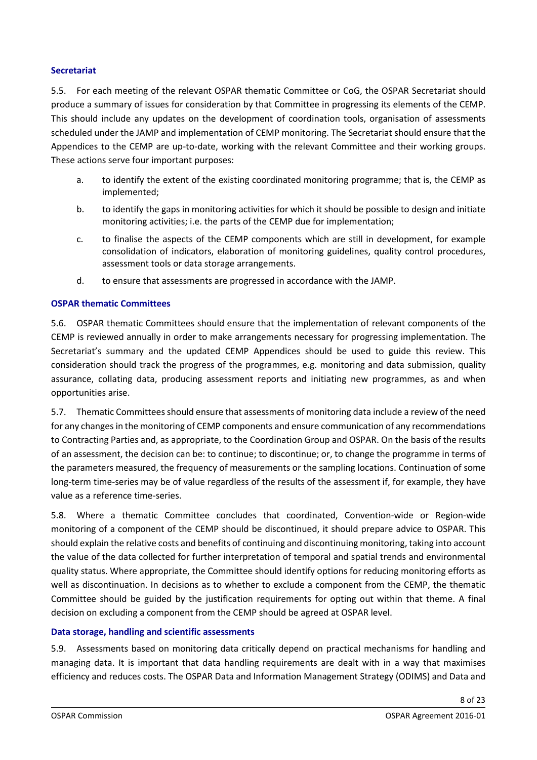### Secretariat

5.5. For each meeting of the relevant OSPAR thematic Committee or CoG, the OSPAR Secretariat should produce a summary of issues for consideration by that Committee in progressing its elements of the CEMP. This should include any updates on the development of coordination tools, organisation of assessments scheduled under the JAMP and implementation of CEMP monitoring. The Secretariat should ensure that the Appendices to the CEMP are up-to-date, working with the relevant Committee and their working groups. These actions serve four important purposes:

a. to identify the extent of the existing coordinated monitoring programme; that is, the CEMP as implemented;

b. to identify the gaps in monitoring activities for which it should be possible to design and initiate monitoring activities; i.e. the parts of the CEMP due for implementation;

c. to finalise the aspects of the CEMP components which are still in development, for example consolidation of indicators, elaboration of monitoring guidelines, quality control procedures, assessment tools or data storage arrangements.

d. to ensure that assessments are progressed in accordance with the JAMP.

### OSPAR thematic Committees

5.6. OSPAR thematic Committees should ensure that the implementation of relevant components of the CEMP is reviewed annually in order to make arrangements necessary for progressing implementation. The Secretariat's summary and the updated CEMP Appendices should be used to guide this review. This consideration should track the progress of the programmes, e.g. monitoring and data submission, quality assurance, collating data, producing assessment reports and initiating new programmes, as and when opportunities arise.

5.7. Thematic Committees should ensure that assessments of monitoring data include a review of the need for any changes in the monitoring of CEMP components and ensure communication of any recommendations to Contracting Parties and, as appropriate, to the Coordination Group and OSPAR. On the basis of the results of an assessment, the decision can be: to continue; to discontinue; or, to change the programme in terms of the parameters measured, the frequency of measurements or the sampling locations. Continuation of some long-term time-series may be of value regardless of the results of the assessment if, for example, they have value as a reference time-series.

5.8. Where a thematic Committee concludes that coordinated, Convention-wide or Region-wide monitoring of a component of the CEMP should be discontinued, it should prepare advice to OSPAR. This should explain the relative costs and benefits of continuing and discontinuing monitoring, taking into account the value of the data collected for further interpretation of temporal and spatial trends and environmental quality status. Where appropriate, the Committee should identify options for reducing monitoring efforts as well as discontinuation. In decisions as to whether to exclude a component from the CEMP, the thematic Committee should be guided by the justification requirements for opting out within that theme. A final decision on excluding a component from the CEMP should be agreed at OSPAR level.

### Data storage, handling and scientific assessments

5.9. Assessments based on monitoring data critically depend on practical mechanisms for handling and managing data. It is important that data handling requirements are dealt with in a way that maximises efficiency and reduces costs. The OSPAR Data and Information Management Strategy (ODIMS) and Data and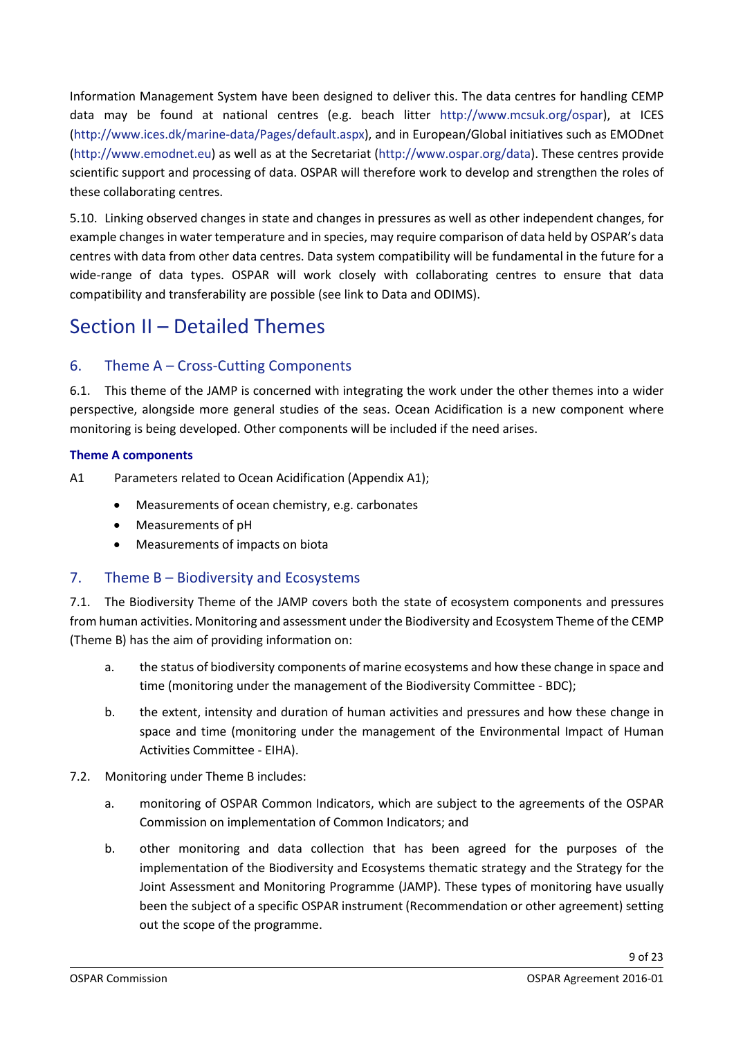Information Management System have been designed to deliver this. The data centres for handling CEMP data may be found at national centres (e.g. beach litter http://www.mcsuk.org/ospar), at ICES (http://www.ices.dk/marine-data/Pages/default.aspx), and in European/Global initiatives such as EMODnet (http://www.emodnet.eu) as well as at the Secretariat (http://www.ospar.org/data). These centres provide scientific support and processing of data. OSPAR will therefore work to develop and strengthen the roles of these collaborating centres.

5.10. Linking observed changes in state and changes in pressures as well as other independent changes, for example changes in water temperature and in species, may require comparison of data held by OSPAR's data centres with data from other data centres. Data system compatibility will be fundamental in the future for a wide-range of data types. OSPAR will work closely with collaborating centres to ensure that data compatibility and transferability are possible (see link to Data and ODIMS).

# Section II – Detailed Themes

## 6. Theme A – Cross-Cutting Components

6.1. This theme of the JAMP is concerned with integrating the work under the other themes into a wider perspective, alongside more general studies of the seas. Ocean Acidification is a new component where monitoring is being developed. Other components will be included if the need arises.

**Theme A components**

A1 Parameters related to Ocean Acidification (Appendix A1);

- Measurements of ocean chemistry, e.g. carbonates
- Measurements of pH
- Measurements of impacts on biota

## 7. Theme B – Biodiversity and Ecosystems

7.1. The Biodiversity Theme of the JAMP covers both the state of ecosystem components and pressures from human activities. Monitoring and assessment under the Biodiversity and Ecosystem Theme of the CEMP (Theme B) has the aim of providing information on:

a. the status of biodiversity components of marine ecosystems and how these change in space and time (monitoring under the management of the Biodiversity Committee - BDC);

b. the extent, intensity and duration of human activities and pressures and how these change in space and time (monitoring under the management of the Environmental Impact of Human Activities Committee - EIHA).

7.2. Monitoring under Theme B includes:

a. monitoring of OSPAR Common Indicators, which are subject to the agreements of the OSPAR Commission on implementation of Common Indicators; and

b. other monitoring and data collection that has been agreed for the purposes of the implementation of the Biodiversity and Ecosystems thematic strategy and the Strategy for the Joint Assessment and Monitoring Programme (JAMP). These types of monitoring have usually been the subject of a specific OSPAR instrument (Recommendation or other agreement) setting out the scope of the programme.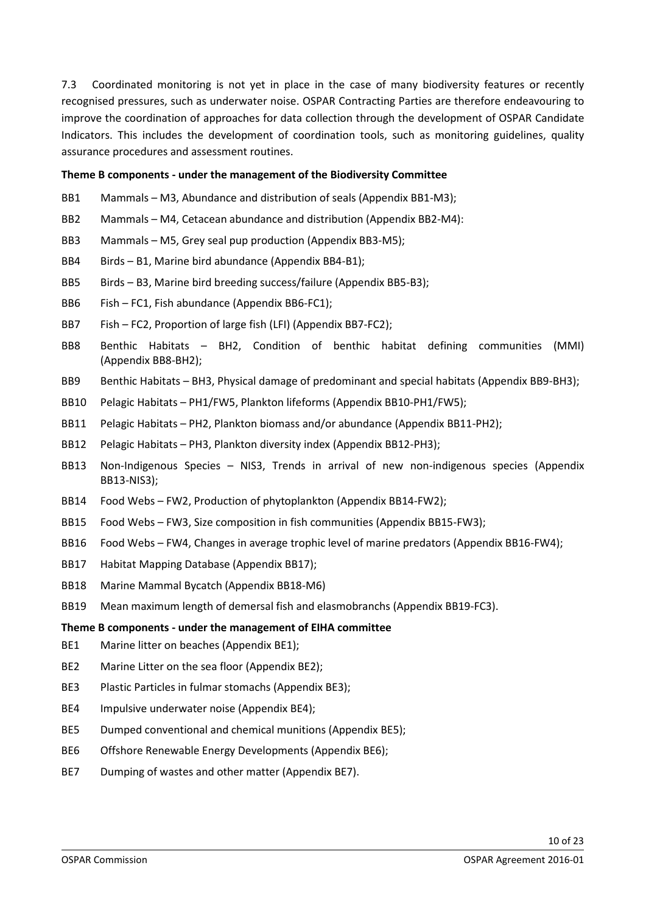7.3 Coordinated monitoring is not yet in place in the case of many biodiversity features or recently recognised pressures, such as underwater noise. OSPAR Contracting Parties are therefore endeavouring to improve the coordination of approaches for data collection through the development of OSPAR Candidate Indicators. This includes the development of coordination tools, such as monitoring guidelines, quality assurance procedures and assessment routines.

**Theme B components - under the management of the Biodiversity Committee**

- BB1 Mammals – M3, Abundance and distribution of seals (Appendix BB1-M3);
- BB2 Mammals – M4, Cetacean abundance and distribution (Appendix BB2-M4):
- BB3 Mammals – M5, Grey seal pup production (Appendix BB3-M5);
- BB4 Birds – B1, Marine bird abundance (Appendix BB4-B1);
- BB5 Birds – B3, Marine bird breeding success/failure (Appendix BB5-B3);
- BB6 Fish – FC1, Fish abundance (Appendix BB6-FC1);
- BB7 Fish – FC2, Proportion of large fish (LFI) (Appendix BB7-FC2);
- BB8 Benthic Habitats – BH2, Condition of benthic habitat defining communities (MMI) (Appendix BB8-BH2);
- BB9 Benthic Habitats – BH3, Physical damage of predominant and special habitats (Appendix BB9-BH3);
- BB10 Pelagic Habitats – PH1/FW5, Plankton lifeforms (Appendix BB10-PH1/FW5);
- BB11 Pelagic Habitats – PH2, Plankton biomass and/or abundance (Appendix BB11-PH2);
- BB12 Pelagic Habitats – PH3, Plankton diversity index (Appendix BB12-PH3);
- BB13 Non-Indigenous Species – NIS3, Trends in arrival of new non-indigenous species (Appendix BB13-NIS3);
- BB14 Food Webs – FW2, Production of phytoplankton (Appendix BB14-FW2);
- BB15 Food Webs – FW3, Size composition in fish communities (Appendix BB15-FW3);
- BB16 Food Webs – FW4, Changes in average trophic level of marine predators (Appendix BB16-FW4);
- BB17 Habitat Mapping Database (Appendix BB17);
- BB18 Marine Mammal Bycatch (Appendix BB18-M6)
- BB19 Mean maximum length of demersal fish and elasmobranchs (Appendix BB19-FC3).

**Theme B components - under the management of EIHA committee**

- BE1 Marine litter on beaches (Appendix BE1);
- BE2 Marine Litter on the sea floor (Appendix BE2);
- BE3 Plastic Particles in fulmar stomachs (Appendix BE3);
- BE4 Impulsive underwater noise (Appendix BE4);
- BE5 Dumped conventional and chemical munitions (Appendix BE5);
- BE6 Offshore Renewable Energy Developments (Appendix BE6);
- BE7 Dumping of wastes and other matter (Appendix BE7).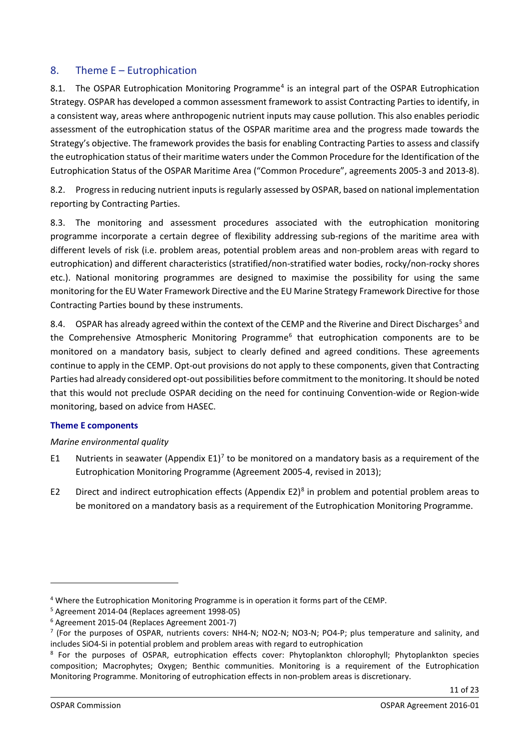## 8. Theme E – Eutrophication

8.1. The OSPAR Eutrophication Monitoring Programme[4] is an integral part of the OSPAR Eutrophication Strategy. OSPAR has developed a common assessment framework to assist Contracting Parties to identify, in a consistent way, areas where anthropogenic nutrient inputs may cause pollution. This also enables periodic assessment of the eutrophication status of the OSPAR maritime area and the progress made towards the Strategy's objective. The framework provides the basis for enabling Contracting Parties to assess and classify the eutrophication status of their maritime waters under the Common Procedure for the Identification of the Eutrophication Status of the OSPAR Maritime Area ("Common Procedure", agreements 2005-3 and 2013-8).

8.2. Progress in reducing nutrient inputs is regularly assessed by OSPAR, based on national implementation reporting by Contracting Parties.

8.3. The monitoring and assessment procedures associated with the eutrophication monitoring programme incorporate a certain degree of flexibility addressing sub-regions of the maritime area with different levels of risk (i.e. problem areas, potential problem areas and non-problem areas with regard to eutrophication) and different characteristics (stratified/non-stratified water bodies, rocky/non-rocky shores etc.). National monitoring programmes are designed to maximise the possibility for using the same monitoring for the EU Water Framework Directive and the EU Marine Strategy Framework Directive for those Contracting Parties bound by these instruments.

8.4. OSPAR has already agreed within the context of the CEMP and the Riverine and Direct Discharges[5] and the Comprehensive Atmospheric Monitoring Programme[6] that eutrophication components are to be monitored on a mandatory basis, subject to clearly defined and agreed conditions. These agreements continue to apply in the CEMP. Opt-out provisions do not apply to these components, given that Contracting Parties had already considered opt-out possibilities before commitment to the monitoring. It should be noted that this would not preclude OSPAR deciding on the need for continuing Convention-wide or Region-wide monitoring, based on advice from HASEC.

**Theme E components**

*Marine environmental quality*

E1 Nutrients in seawater (Appendix E1)[7] to be monitored on a mandatory basis as a requirement of the Eutrophication Monitoring Programme (Agreement 2005-4, revised in 2013);

E2 Direct and indirect eutrophication effects (Appendix E2)[8] in problem and potential problem areas to be monitored on a mandatory basis as a requirement of the Eutrophication Monitoring Programme.

---

[4] Where the Eutrophication Monitoring Programme is in operation it forms part of the CEMP.

[5] Agreement 2014-04 (Replaces agreement 1998-05)

[6] Agreement 2015-04 (Replaces Agreement 2001-7)

[7] (For the purposes of OSPAR, nutrients covers: NH4-N; NO2-N; NO3-N; PO4-P; plus temperature and salinity, and includes SiO4-Si in potential problem and problem areas with regard to eutrophication

[8] For the purposes of OSPAR, eutrophication effects cover: Phytoplankton chlorophyll; Phytoplankton species composition; Macrophytes; Oxygen; Benthic communities. Monitoring is a requirement of the Eutrophication Monitoring Programme. Monitoring of eutrophication effects in non-problem areas is discretionary.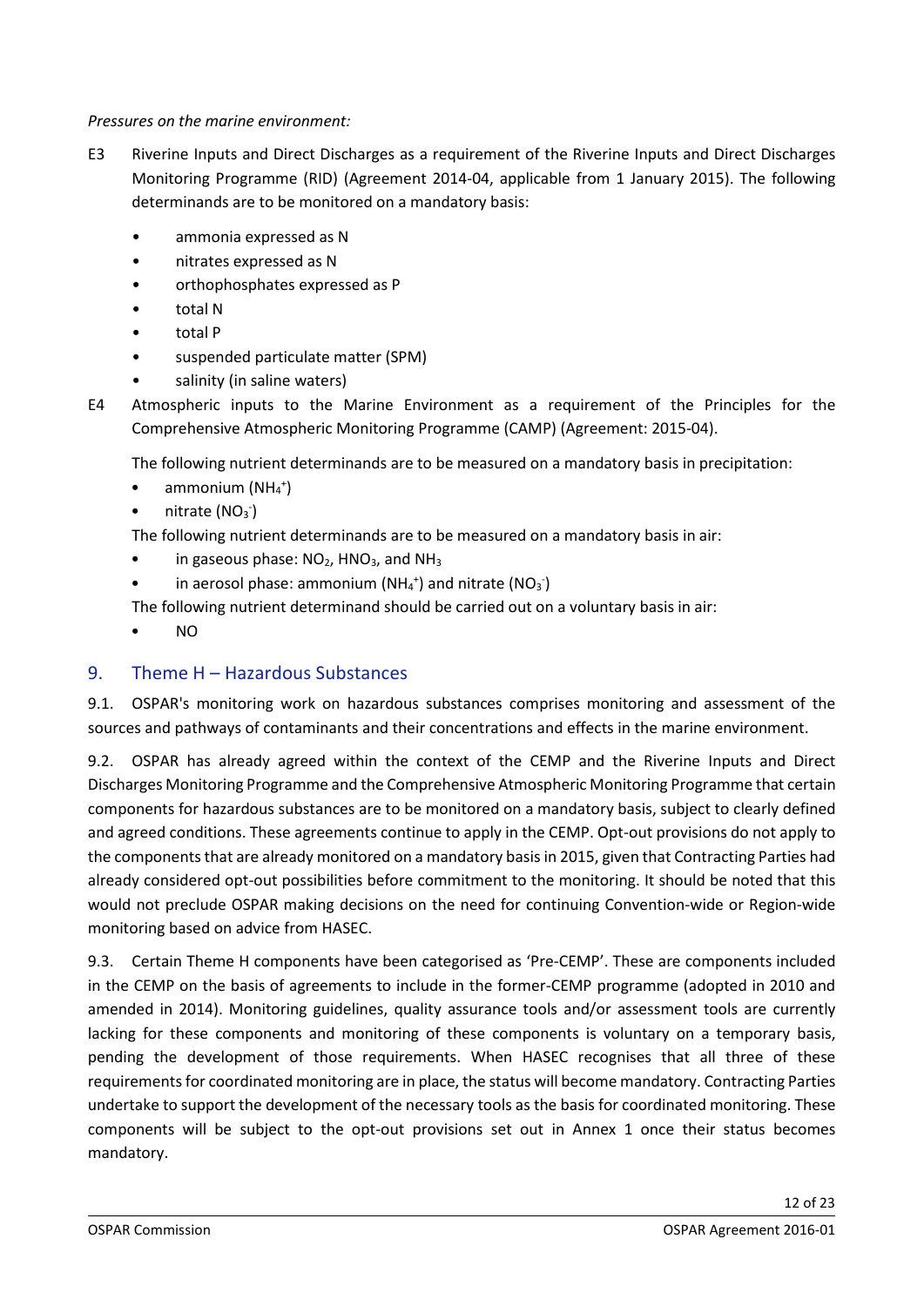*Pressures on the marine environment:*

E3 Riverine Inputs and Direct Discharges as a requirement of the Riverine Inputs and Direct Discharges Monitoring Programme (RID) (Agreement 2014-04, applicable from 1 January 2015). The following determinands are to be monitored on a mandatory basis:

- ammonia expressed as N
- nitrates expressed as N
- orthophosphates expressed as P
- total N
- total P
- suspended particulate matter (SPM)
- salinity (in saline waters)

E4 Atmospheric inputs to the Marine Environment as a requirement of the Principles for the Comprehensive Atmospheric Monitoring Programme (CAMP) (Agreement: 2015-04).

The following nutrient determinands are to be measured on a mandatory basis in precipitation:

- ammonium ($NH_4^+$)
- nitrate ($NO_3^-$)

The following nutrient determinands are to be measured on a mandatory basis in air:

- in gaseous phase: $NO_2$, $HNO_3$, and $NH_3$
- in aerosol phase: ammonium ($NH_4^+$) and nitrate ($NO_3^-$)

The following nutrient determinand should be carried out on a voluntary basis in air:

- NO

## 9. Theme H – Hazardous Substances

9.1. OSPAR's monitoring work on hazardous substances comprises monitoring and assessment of the sources and pathways of contaminants and their concentrations and effects in the marine environment.

9.2. OSPAR has already agreed within the context of the CEMP and the Riverine Inputs and Direct Discharges Monitoring Programme and the Comprehensive Atmospheric Monitoring Programme that certain components for hazardous substances are to be monitored on a mandatory basis, subject to clearly defined and agreed conditions. These agreements continue to apply in the CEMP. Opt-out provisions do not apply to the components that are already monitored on a mandatory basis in 2015, given that Contracting Parties had already considered opt-out possibilities before commitment to the monitoring. It should be noted that this would not preclude OSPAR making decisions on the need for continuing Convention-wide or Region-wide monitoring based on advice from HASEC.

9.3. Certain Theme H components have been categorised as 'Pre-CEMP'. These are components included in the CEMP on the basis of agreements to include in the former-CEMP programme (adopted in 2010 and amended in 2014). Monitoring guidelines, quality assurance tools and/or assessment tools are currently lacking for these components and monitoring of these components is voluntary on a temporary basis, pending the development of those requirements. When HASEC recognises that all three of these requirements for coordinated monitoring are in place, the status will become mandatory. Contracting Parties undertake to support the development of the necessary tools as the basis for coordinated monitoring. These components will be subject to the opt-out provisions set out in Annex 1 once their status becomes mandatory.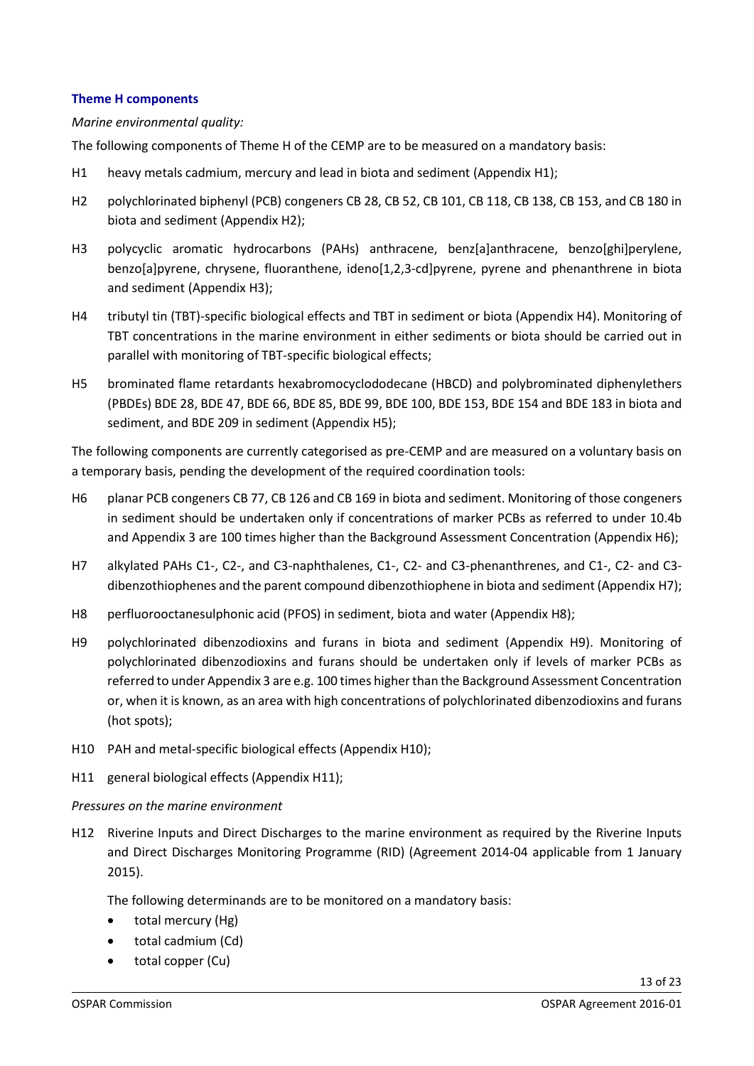### Theme H components

*Marine environmental quality:*

The following components of Theme H of the CEMP are to be measured on a mandatory basis:

- H1 heavy metals cadmium, mercury and lead in biota and sediment (Appendix H1);
- H2 polychlorinated biphenyl (PCB) congeners CB 28, CB 52, CB 101, CB 118, CB 138, CB 153, and CB 180 in biota and sediment (Appendix H2);
- H3 polycyclic aromatic hydrocarbons (PAHs) anthracene, benz[a]anthracene, benzo[ghi]perylene, benzo[a]pyrene, chrysene, fluoranthene, ideno[1,2,3-cd]pyrene, pyrene and phenanthrene in biota and sediment (Appendix H3);
- H4 tributyl tin (TBT)-specific biological effects and TBT in sediment or biota (Appendix H4). Monitoring of TBT concentrations in the marine environment in either sediments or biota should be carried out in parallel with monitoring of TBT-specific biological effects;
- H5 brominated flame retardants hexabromocyclododecane (HBCD) and polybrominated diphenylethers (PBDEs) BDE 28, BDE 47, BDE 66, BDE 85, BDE 99, BDE 100, BDE 153, BDE 154 and BDE 183 in biota and sediment, and BDE 209 in sediment (Appendix H5);

The following components are currently categorised as pre-CEMP and are measured on a voluntary basis on a temporary basis, pending the development of the required coordination tools:

- H6 planar PCB congeners CB 77, CB 126 and CB 169 in biota and sediment. Monitoring of those congeners in sediment should be undertaken only if concentrations of marker PCBs as referred to under 10.4b and Appendix 3 are 100 times higher than the Background Assessment Concentration (Appendix H6);
- H7 alkylated PAHs C1-, C2-, and C3-naphthalenes, C1-, C2- and C3-phenanthrenes, and C1-, C2- and C3-dibenzothiophenes and the parent compound dibenzothiophene in biota and sediment (Appendix H7);
- H8 perfluorooctanesulphonic acid (PFOS) in sediment, biota and water (Appendix H8);
- H9 polychlorinated dibenzodioxins and furans in biota and sediment (Appendix H9). Monitoring of polychlorinated dibenzodioxins and furans should be undertaken only if levels of marker PCBs as referred to under Appendix 3 are e.g. 100 times higher than the Background Assessment Concentration or, when it is known, as an area with high concentrations of polychlorinated dibenzodioxins and furans (hot spots);
- H10 PAH and metal-specific biological effects (Appendix H10);
- H11 general biological effects (Appendix H11);

*Pressures on the marine environment*

- H12 Riverine Inputs and Direct Discharges to the marine environment as required by the Riverine Inputs and Direct Discharges Monitoring Programme (RID) (Agreement 2014-04 applicable from 1 January 2015).

  The following determinands are to be monitored on a mandatory basis:

  - total mercury (Hg)
  - total cadmium (Cd)
  - total copper (Cu)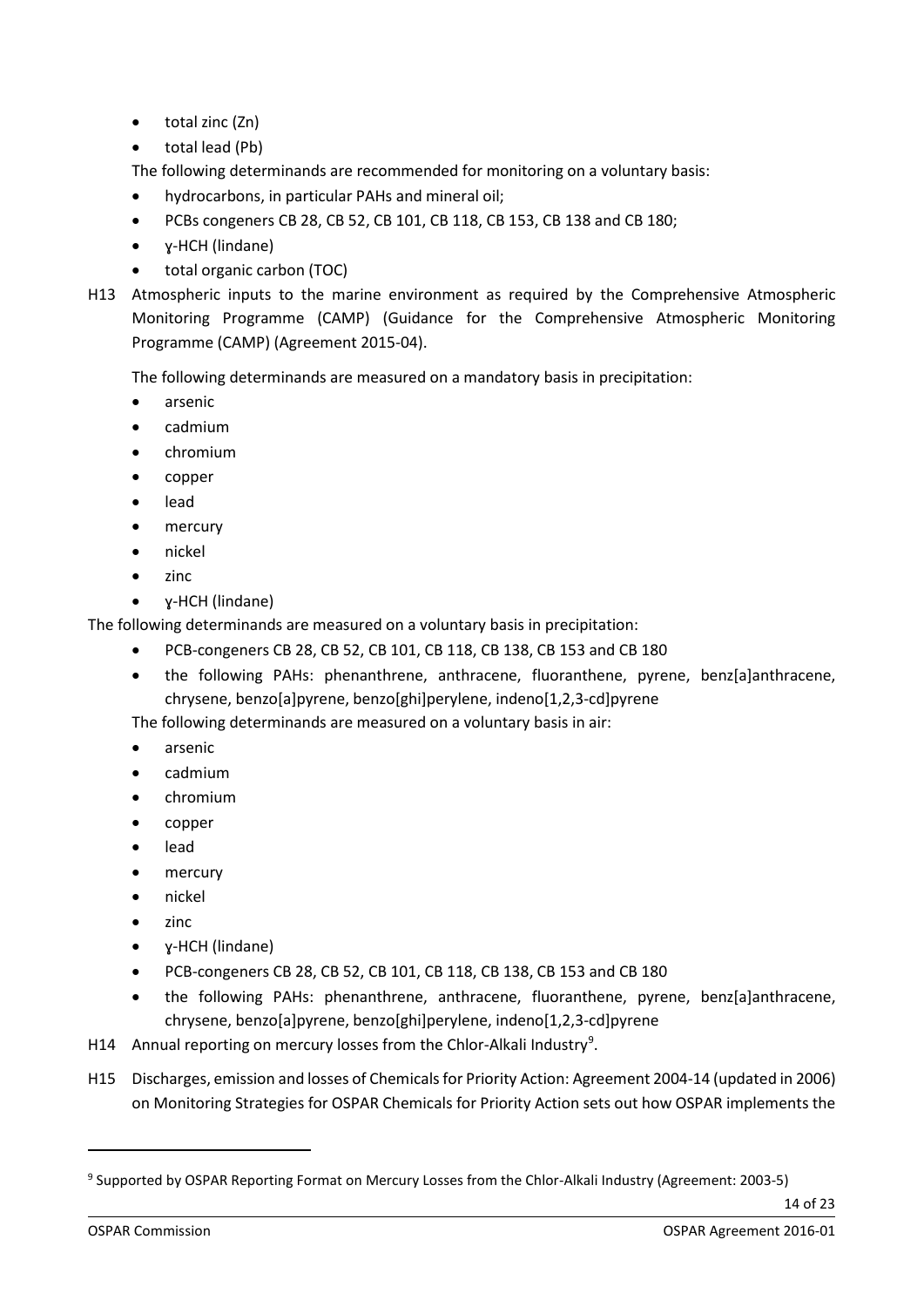- total zinc (Zn)
- total lead (Pb)

The following determinands are recommended for monitoring on a voluntary basis:

- hydrocarbons, in particular PAHs and mineral oil;
- PCBs congeners CB 28, CB 52, CB 101, CB 118, CB 153, CB 138 and CB 180;
- ɣ-HCH (lindane)
- total organic carbon (TOC)

H13 Atmospheric inputs to the marine environment as required by the Comprehensive Atmospheric Monitoring Programme (CAMP) (Guidance for the Comprehensive Atmospheric Monitoring Programme (CAMP) (Agreement 2015-04).

The following determinands are measured on a mandatory basis in precipitation:

- arsenic
- cadmium
- chromium
- copper
- lead
- mercury
- nickel
- zinc
- ɣ-HCH (lindane)

The following determinands are measured on a voluntary basis in precipitation:

- PCB-congeners CB 28, CB 52, CB 101, CB 118, CB 138, CB 153 and CB 180
- the following PAHs: phenanthrene, anthracene, fluoranthene, pyrene, benz[a]anthracene, chrysene, benzo[a]pyrene, benzo[ghi]perylene, indeno[1,2,3-cd]pyrene

The following determinands are measured on a voluntary basis in air:

- arsenic
- cadmium
- chromium
- copper
- lead
- mercury
- nickel
- zinc
- ɣ-HCH (lindane)
- PCB-congeners CB 28, CB 52, CB 101, CB 118, CB 138, CB 153 and CB 180
- the following PAHs: phenanthrene, anthracene, fluoranthene, pyrene, benz[a]anthracene, chrysene, benzo[a]pyrene, benzo[ghi]perylene, indeno[1,2,3-cd]pyrene

H14 Annual reporting on mercury losses from the Chlor-Alkali Industry[9].

H15 Discharges, emission and losses of Chemicals for Priority Action: Agreement 2004-14 (updated in 2006) on Monitoring Strategies for OSPAR Chemicals for Priority Action sets out how OSPAR implements the

---

[9] Supported by OSPAR Reporting Format on Mercury Losses from the Chlor-Alkali Industry (Agreement: 2003-5)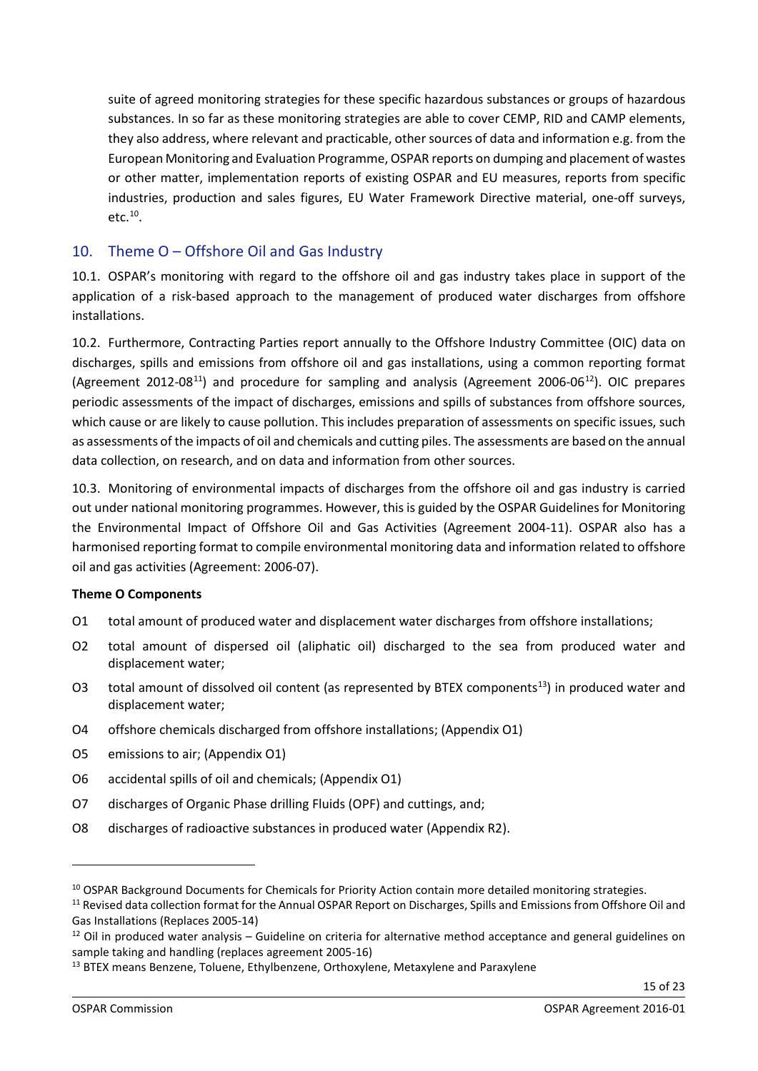suite of agreed monitoring strategies for these specific hazardous substances or groups of hazardous substances. In so far as these monitoring strategies are able to cover CEMP, RID and CAMP elements, they also address, where relevant and practicable, other sources of data and information e.g. from the European Monitoring and Evaluation Programme, OSPAR reports on dumping and placement of wastes or other matter, implementation reports of existing OSPAR and EU measures, reports from specific industries, production and sales figures, EU Water Framework Directive material, one-off surveys, etc.[10].

## 10. Theme O – Offshore Oil and Gas Industry

10.1. OSPAR's monitoring with regard to the offshore oil and gas industry takes place in support of the application of a risk-based approach to the management of produced water discharges from offshore installations.

10.2. Furthermore, Contracting Parties report annually to the Offshore Industry Committee (OIC) data on discharges, spills and emissions from offshore oil and gas installations, using a common reporting format (Agreement 2012-08[11]) and procedure for sampling and analysis (Agreement 2006-06[12]). OIC prepares periodic assessments of the impact of discharges, emissions and spills of substances from offshore sources, which cause or are likely to cause pollution. This includes preparation of assessments on specific issues, such as assessments of the impacts of oil and chemicals and cutting piles. The assessments are based on the annual data collection, on research, and on data and information from other sources.

10.3. Monitoring of environmental impacts of discharges from the offshore oil and gas industry is carried out under national monitoring programmes. However, this is guided by the OSPAR Guidelines for Monitoring the Environmental Impact of Offshore Oil and Gas Activities (Agreement 2004-11). OSPAR also has a harmonised reporting format to compile environmental monitoring data and information related to offshore oil and gas activities (Agreement: 2006-07).

**Theme O Components**

- O1 total amount of produced water and displacement water discharges from offshore installations;
- O2 total amount of dispersed oil (aliphatic oil) discharged to the sea from produced water and displacement water;
- O3 total amount of dissolved oil content (as represented by BTEX components[13]) in produced water and displacement water;
- O4 offshore chemicals discharged from offshore installations; (Appendix O1)
- O5 emissions to air; (Appendix O1)
- O6 accidental spills of oil and chemicals; (Appendix O1)
- O7 discharges of Organic Phase drilling Fluids (OPF) and cuttings, and;
- O8 discharges of radioactive substances in produced water (Appendix R2).

---

[10] OSPAR Background Documents for Chemicals for Priority Action contain more detailed monitoring strategies.

[11] Revised data collection format for the Annual OSPAR Report on Discharges, Spills and Emissions from Offshore Oil and Gas Installations (Replaces 2005-14)

[12] Oil in produced water analysis – Guideline on criteria for alternative method acceptance and general guidelines on sample taking and handling (replaces agreement 2005-16)

[13] BTEX means Benzene, Toluene, Ethylbenzene, Orthoxylene, Metaxylene and Paraxylene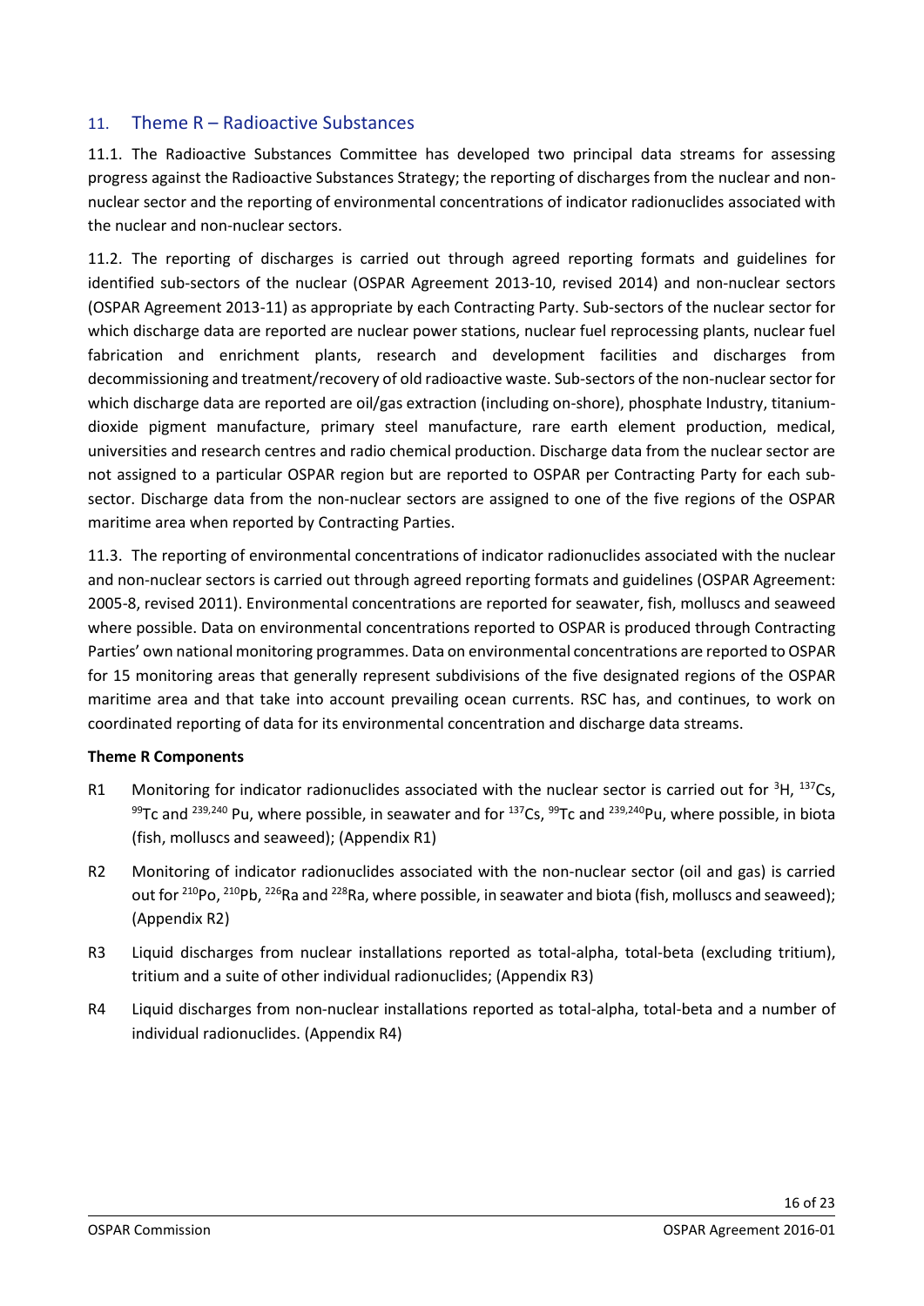## 11. Theme R – Radioactive Substances

11.1. The Radioactive Substances Committee has developed two principal data streams for assessing progress against the Radioactive Substances Strategy; the reporting of discharges from the nuclear and non-nuclear sector and the reporting of environmental concentrations of indicator radionuclides associated with the nuclear and non-nuclear sectors.

11.2. The reporting of discharges is carried out through agreed reporting formats and guidelines for identified sub-sectors of the nuclear (OSPAR Agreement 2013-10, revised 2014) and non-nuclear sectors (OSPAR Agreement 2013-11) as appropriate by each Contracting Party. Sub-sectors of the nuclear sector for which discharge data are reported are nuclear power stations, nuclear fuel reprocessing plants, nuclear fuel fabrication and enrichment plants, research and development facilities and discharges from decommissioning and treatment/recovery of old radioactive waste. Sub-sectors of the non-nuclear sector for which discharge data are reported are oil/gas extraction (including on-shore), phosphate Industry, titanium-dioxide pigment manufacture, primary steel manufacture, rare earth element production, medical, universities and research centres and radio chemical production. Discharge data from the nuclear sector are not assigned to a particular OSPAR region but are reported to OSPAR per Contracting Party for each sub-sector. Discharge data from the non-nuclear sectors are assigned to one of the five regions of the OSPAR maritime area when reported by Contracting Parties.

11.3. The reporting of environmental concentrations of indicator radionuclides associated with the nuclear and non-nuclear sectors is carried out through agreed reporting formats and guidelines (OSPAR Agreement: 2005-8, revised 2011). Environmental concentrations are reported for seawater, fish, molluscs and seaweed where possible. Data on environmental concentrations reported to OSPAR is produced through Contracting Parties' own national monitoring programmes. Data on environmental concentrations are reported to OSPAR for 15 monitoring areas that generally represent subdivisions of the five designated regions of the OSPAR maritime area and that take into account prevailing ocean currents. RSC has, and continues, to work on coordinated reporting of data for its environmental concentration and discharge data streams.

**Theme R Components**

- R1 Monitoring for indicator radionuclides associated with the nuclear sector is carried out for $^{3}$H, $^{137}$Cs, $^{99}$Tc and $^{239,240}$ Pu, where possible, in seawater and for $^{137}$Cs, $^{99}$Tc and $^{239,240}$Pu, where possible, in biota (fish, molluscs and seaweed); (Appendix R1)
- R2 Monitoring of indicator radionuclides associated with the non-nuclear sector (oil and gas) is carried out for $^{210}$Po, $^{210}$Pb, $^{226}$Ra and $^{228}$Ra, where possible, in seawater and biota (fish, molluscs and seaweed); (Appendix R2)
- R3 Liquid discharges from nuclear installations reported as total-alpha, total-beta (excluding tritium), tritium and a suite of other individual radionuclides; (Appendix R3)
- R4 Liquid discharges from non-nuclear installations reported as total-alpha, total-beta and a number of individual radionuclides. (Appendix R4)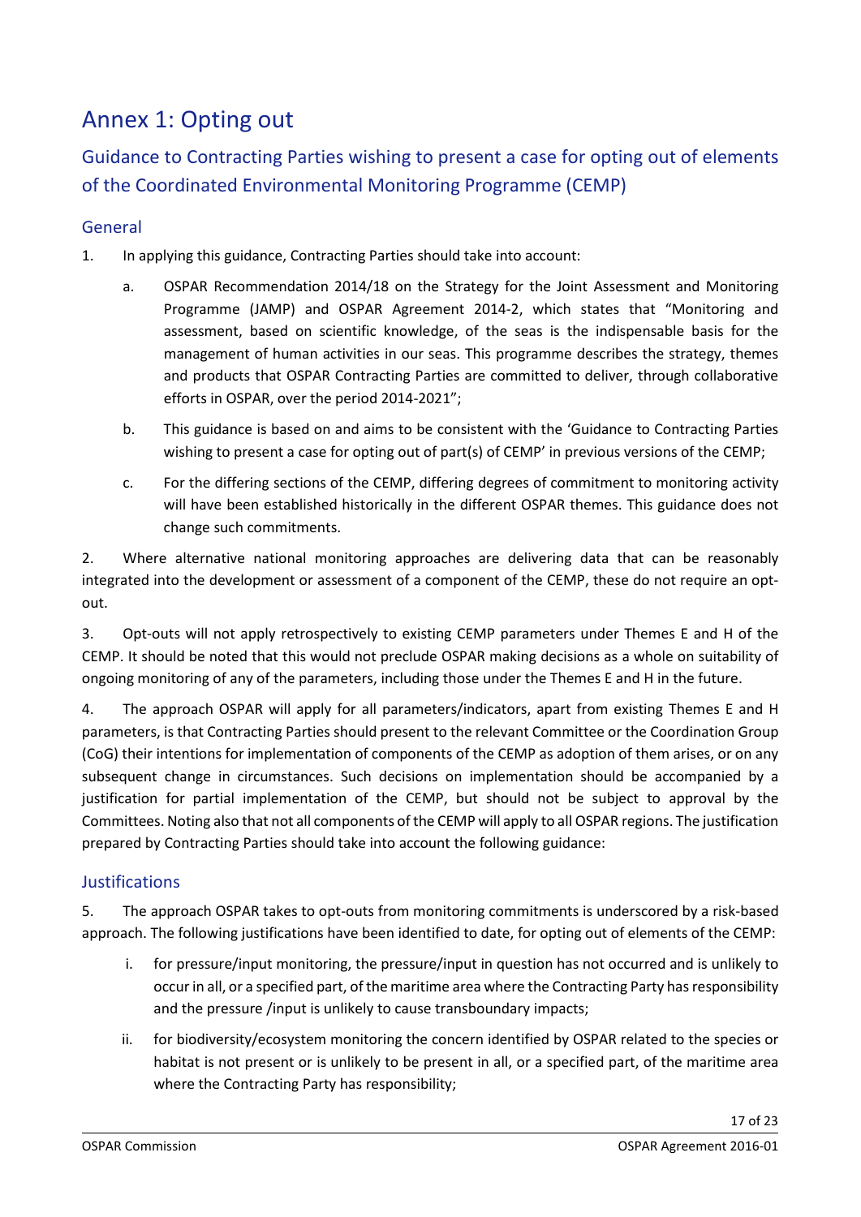# Annex 1: Opting out

## Guidance to Contracting Parties wishing to present a case for opting out of elements of the Coordinated Environmental Monitoring Programme (CEMP)

### General

1. In applying this guidance, Contracting Parties should take into account:

   a. OSPAR Recommendation 2014/18 on the Strategy for the Joint Assessment and Monitoring Programme (JAMP) and OSPAR Agreement 2014-2, which states that "Monitoring and assessment, based on scientific knowledge, of the seas is the indispensable basis for the management of human activities in our seas. This programme describes the strategy, themes and products that OSPAR Contracting Parties are committed to deliver, through collaborative efforts in OSPAR, over the period 2014-2021";

   b. This guidance is based on and aims to be consistent with the 'Guidance to Contracting Parties wishing to present a case for opting out of part(s) of CEMP' in previous versions of the CEMP;

   c. For the differing sections of the CEMP, differing degrees of commitment to monitoring activity will have been established historically in the different OSPAR themes. This guidance does not change such commitments.

2. Where alternative national monitoring approaches are delivering data that can be reasonably integrated into the development or assessment of a component of the CEMP, these do not require an opt-out.

3. Opt-outs will not apply retrospectively to existing CEMP parameters under Themes E and H of the CEMP. It should be noted that this would not preclude OSPAR making decisions as a whole on suitability of ongoing monitoring of any of the parameters, including those under the Themes E and H in the future.

4. The approach OSPAR will apply for all parameters/indicators, apart from existing Themes E and H parameters, is that Contracting Parties should present to the relevant Committee or the Coordination Group (CoG) their intentions for implementation of components of the CEMP as adoption of them arises, or on any subsequent change in circumstances. Such decisions on implementation should be accompanied by a justification for partial implementation of the CEMP, but should not be subject to approval by the Committees. Noting also that not all components of the CEMP will apply to all OSPAR regions. The justification prepared by Contracting Parties should take into account the following guidance:

### Justifications

5. The approach OSPAR takes to opt-outs from monitoring commitments is underscored by a risk-based approach. The following justifications have been identified to date, for opting out of elements of the CEMP:

   i. for pressure/input monitoring, the pressure/input in question has not occurred and is unlikely to occur in all, or a specified part, of the maritime area where the Contracting Party has responsibility and the pressure /input is unlikely to cause transboundary impacts;

   ii. for biodiversity/ecosystem monitoring the concern identified by OSPAR related to the species or habitat is not present or is unlikely to be present in all, or a specified part, of the maritime area where the Contracting Party has responsibility;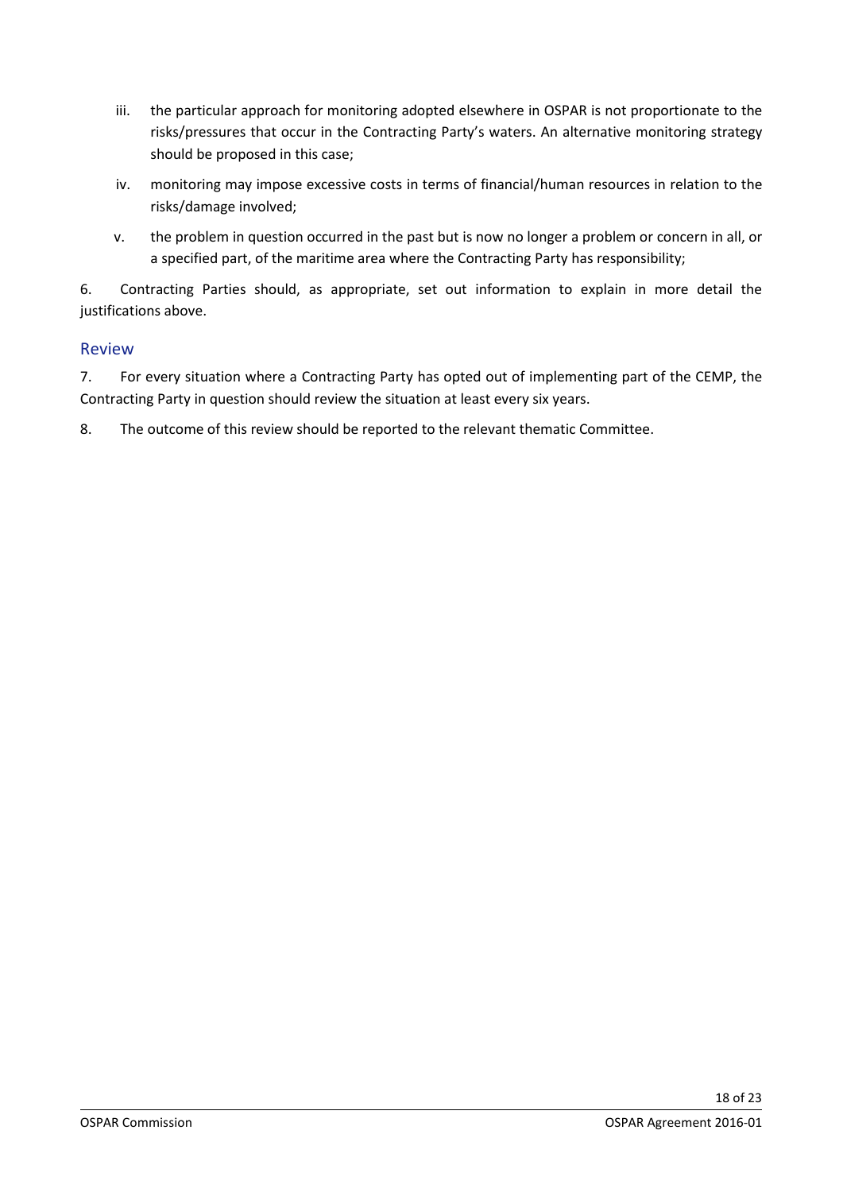iii. the particular approach for monitoring adopted elsewhere in OSPAR is not proportionate to the risks/pressures that occur in the Contracting Party's waters. An alternative monitoring strategy should be proposed in this case;

iv. monitoring may impose excessive costs in terms of financial/human resources in relation to the risks/damage involved;

v. the problem in question occurred in the past but is now no longer a problem or concern in all, or a specified part, of the maritime area where the Contracting Party has responsibility;

6. Contracting Parties should, as appropriate, set out information to explain in more detail the justifications above.

## Review

7. For every situation where a Contracting Party has opted out of implementing part of the CEMP, the Contracting Party in question should review the situation at least every six years.

8. The outcome of this review should be reported to the relevant thematic Committee.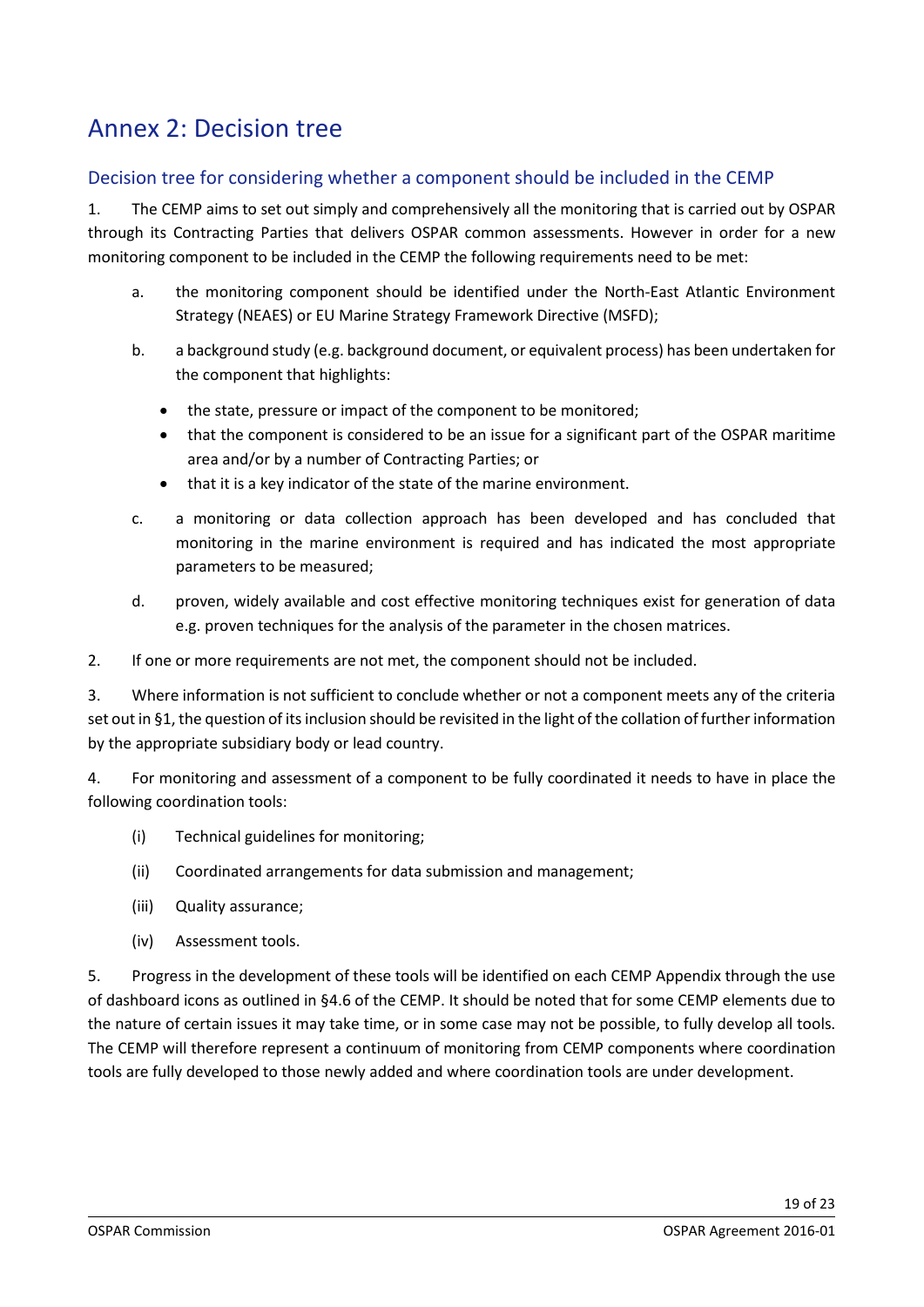# Annex 2: Decision tree

## Decision tree for considering whether a component should be included in the CEMP

1. The CEMP aims to set out simply and comprehensively all the monitoring that is carried out by OSPAR through its Contracting Parties that delivers OSPAR common assessments. However in order for a new monitoring component to be included in the CEMP the following requirements need to be met:

   a. the monitoring component should be identified under the North-East Atlantic Environment Strategy (NEAES) or EU Marine Strategy Framework Directive (MSFD);

   b. a background study (e.g. background document, or equivalent process) has been undertaken for the component that highlights:

      - the state, pressure or impact of the component to be monitored;
      - that the component is considered to be an issue for a significant part of the OSPAR maritime area and/or by a number of Contracting Parties; or
      - that it is a key indicator of the state of the marine environment.

   c. a monitoring or data collection approach has been developed and has concluded that monitoring in the marine environment is required and has indicated the most appropriate parameters to be measured;

   d. proven, widely available and cost effective monitoring techniques exist for generation of data e.g. proven techniques for the analysis of the parameter in the chosen matrices.

2. If one or more requirements are not met, the component should not be included.

3. Where information is not sufficient to conclude whether or not a component meets any of the criteria set out in §1, the question of its inclusion should be revisited in the light of the collation of further information by the appropriate subsidiary body or lead country.

4. For monitoring and assessment of a component to be fully coordinated it needs to have in place the following coordination tools:

   (i) Technical guidelines for monitoring;

   (ii) Coordinated arrangements for data submission and management;

   (iii) Quality assurance;

   (iv) Assessment tools.

5. Progress in the development of these tools will be identified on each CEMP Appendix through the use of dashboard icons as outlined in §4.6 of the CEMP. It should be noted that for some CEMP elements due to the nature of certain issues it may take time, or in some case may not be possible, to fully develop all tools. The CEMP will therefore represent a continuum of monitoring from CEMP components where coordination tools are fully developed to those newly added and where coordination tools are under development.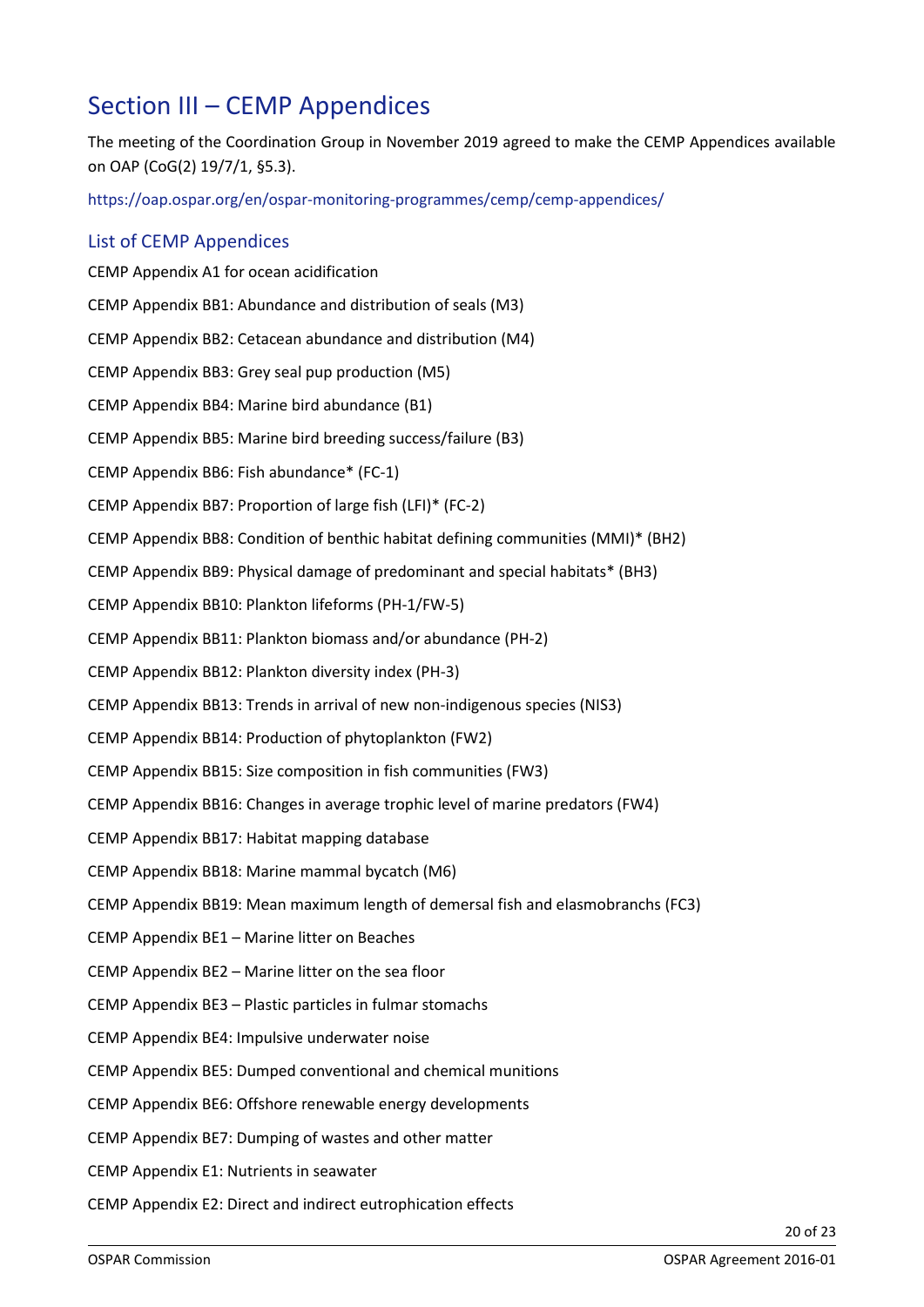# Section III – CEMP Appendices

The meeting of the Coordination Group in November 2019 agreed to make the CEMP Appendices available on OAP (CoG(2) 19/7/1, §5.3).

https://oap.ospar.org/en/ospar-monitoring-programmes/cemp/cemp-appendices/

## List of CEMP Appendices

CEMP Appendix A1 for ocean acidification

CEMP Appendix BB1: Abundance and distribution of seals (M3)

CEMP Appendix BB2: Cetacean abundance and distribution (M4)

CEMP Appendix BB3: Grey seal pup production (M5)

CEMP Appendix BB4: Marine bird abundance (B1)

CEMP Appendix BB5: Marine bird breeding success/failure (B3)

CEMP Appendix BB6: Fish abundance* (FC-1)

CEMP Appendix BB7: Proportion of large fish (LFI)* (FC-2)

CEMP Appendix BB8: Condition of benthic habitat defining communities (MMI)* (BH2)

CEMP Appendix BB9: Physical damage of predominant and special habitats* (BH3)

CEMP Appendix BB10: Plankton lifeforms (PH-1/FW-5)

CEMP Appendix BB11: Plankton biomass and/or abundance (PH-2)

CEMP Appendix BB12: Plankton diversity index (PH-3)

CEMP Appendix BB13: Trends in arrival of new non-indigenous species (NIS3)

CEMP Appendix BB14: Production of phytoplankton (FW2)

CEMP Appendix BB15: Size composition in fish communities (FW3)

CEMP Appendix BB16: Changes in average trophic level of marine predators (FW4)

CEMP Appendix BB17: Habitat mapping database

CEMP Appendix BB18: Marine mammal bycatch (M6)

CEMP Appendix BB19: Mean maximum length of demersal fish and elasmobranchs (FC3)

CEMP Appendix BE1 – Marine litter on Beaches

CEMP Appendix BE2 – Marine litter on the sea floor

CEMP Appendix BE3 – Plastic particles in fulmar stomachs

CEMP Appendix BE4: Impulsive underwater noise

CEMP Appendix BE5: Dumped conventional and chemical munitions

CEMP Appendix BE6: Offshore renewable energy developments

CEMP Appendix BE7: Dumping of wastes and other matter

CEMP Appendix E1: Nutrients in seawater

CEMP Appendix E2: Direct and indirect eutrophication effects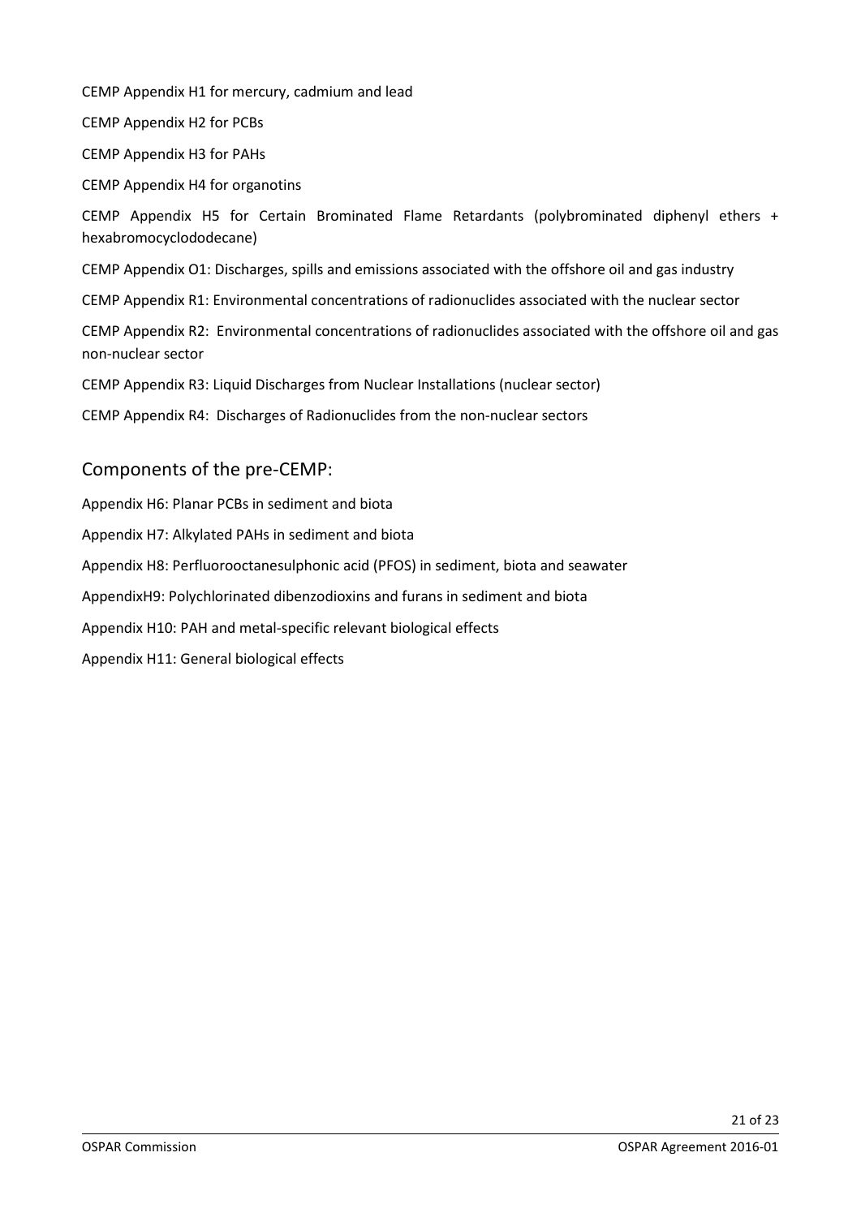CEMP Appendix H1 for mercury, cadmium and lead

CEMP Appendix H2 for PCBs

CEMP Appendix H3 for PAHs

CEMP Appendix H4 for organotins

CEMP Appendix H5 for Certain Brominated Flame Retardants (polybrominated diphenyl ethers + hexabromocyclododecane)

CEMP Appendix O1: Discharges, spills and emissions associated with the offshore oil and gas industry

CEMP Appendix R1: Environmental concentrations of radionuclides associated with the nuclear sector

CEMP Appendix R2: Environmental concentrations of radionuclides associated with the offshore oil and gas non-nuclear sector

CEMP Appendix R3: Liquid Discharges from Nuclear Installations (nuclear sector)

CEMP Appendix R4: Discharges of Radionuclides from the non-nuclear sectors

## Components of the pre-CEMP:

Appendix H6: Planar PCBs in sediment and biota

Appendix H7: Alkylated PAHs in sediment and biota

Appendix H8: Perfluorooctanesulphonic acid (PFOS) in sediment, biota and seawater

AppendixH9: Polychlorinated dibenzodioxins and furans in sediment and biota

Appendix H10: PAH and metal-specific relevant biological effects

Appendix H11: General biological effects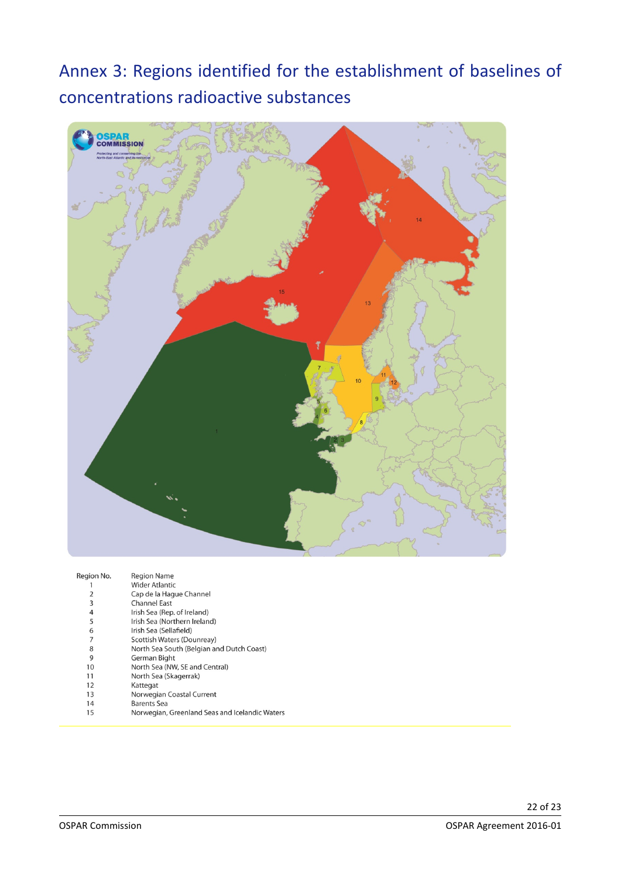# Annex 3: Regions identified for the establishment of baselines of concentrations radioactive substances

| Region No. | Region Name |
|---|---|
| 1 | Wider Atlantic |
| 2 | Cap de la Hague Channel |
| 3 | Channel East |
| 4 | Irish Sea (Rep. of Ireland) |
| 5 | Irish Sea (Northern Ireland) |
| 6 | Irish Sea (Sellafield) |
| 7 | Scottish Waters (Dounreay) |
| 8 | North Sea South (Belgian and Dutch Coast) |
| 9 | German Bight |
| 10 | North Sea (NW, SE and Central) |
| 11 | North Sea (Skagerrak) |
| 12 | Kattegat |
| 13 | Norwegian Coastal Current |
| 14 | Barents Sea |
| 15 | Norwegian, Greenland Seas and Icelandic Waters |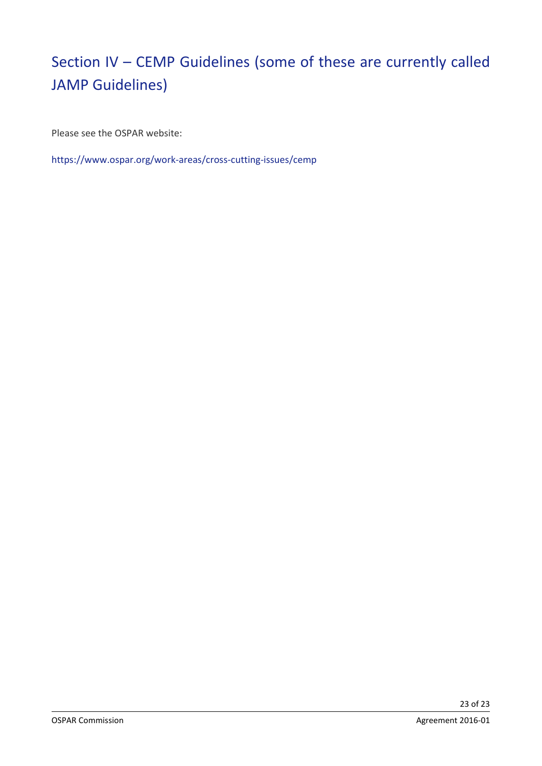# Section IV – CEMP Guidelines (some of these are currently called JAMP Guidelines)

Please see the OSPAR website:

https://www.ospar.org/work-areas/cross-cutting-issues/cemp